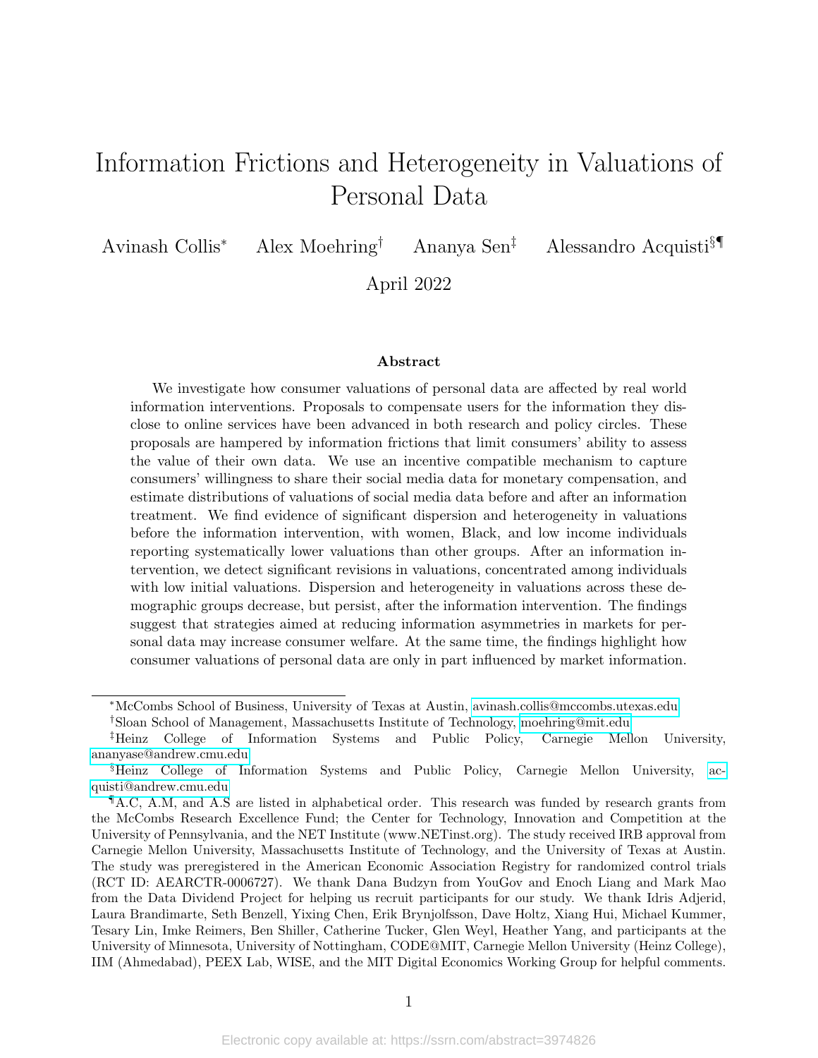# Information Frictions and Heterogeneity in Valuations of Personal Data

Avinash Collis* Alex Moehring† Ananya Sen‡ Alessandro Acquisti§¶

April 2022

### Abstract

We investigate how consumer valuations of personal data are affected by real world information interventions. Proposals to compensate users for the information they disclose to online services have been advanced in both research and policy circles. These proposals are hampered by information frictions that limit consumers' ability to assess the value of their own data. We use an incentive compatible mechanism to capture consumers' willingness to share their social media data for monetary compensation, and estimate distributions of valuations of social media data before and after an information treatment. We find evidence of significant dispersion and heterogeneity in valuations before the information intervention, with women, Black, and low income individuals reporting systematically lower valuations than other groups. After an information intervention, we detect significant revisions in valuations, concentrated among individuals with low initial valuations. Dispersion and heterogeneity in valuations across these demographic groups decrease, but persist, after the information intervention. The findings suggest that strategies aimed at reducing information asymmetries in markets for personal data may increase consumer welfare. At the same time, the findings highlight how consumer valuations of personal data are only in part influenced by market information.

---

*McCombs School of Business, University of Texas at Austin, avinash.collis@mccombs.utexas.edu

†Sloan School of Management, Massachusetts Institute of Technology, moehring@mit.edu

‡Heinz College of Information Systems and Public Policy, Carnegie Mellon University, ananyase@andrew.cmu.edu

§Heinz College of Information Systems and Public Policy, Carnegie Mellon University, acquisti@andrew.cmu.edu

¶A.C, A.M, and A.S are listed in alphabetical order. This research was funded by research grants from the McCombs Research Excellence Fund; the Center for Technology, Innovation and Competition at the University of Pennsylvania, and the NET Institute (www.NETinst.org). The study received IRB approval from Carnegie Mellon University, Massachusetts Institute of Technology, and the University of Texas at Austin. The study was preregistered in the American Economic Association Registry for randomized control trials (RCT ID: AEARCTR-0006727). We thank Dana Budzyn from YouGov and Enoch Liang and Mark Mao from the Data Dividend Project for helping us recruit participants for our study. We thank Idris Adjerid, Laura Brandimarte, Seth Benzell, Yixing Chen, Erik Brynjolfsson, Dave Holtz, Xiang Hui, Michael Kummer, Tesary Lin, Imke Reimers, Ben Shiller, Catherine Tucker, Glen Weyl, Heather Yang, and participants at the University of Minnesota, University of Nottingham, CODE@MIT, Carnegie Mellon University (Heinz College), IIM (Ahmedabad), PEEX Lab, WISE, and the MIT Digital Economics Working Group for helpful comments.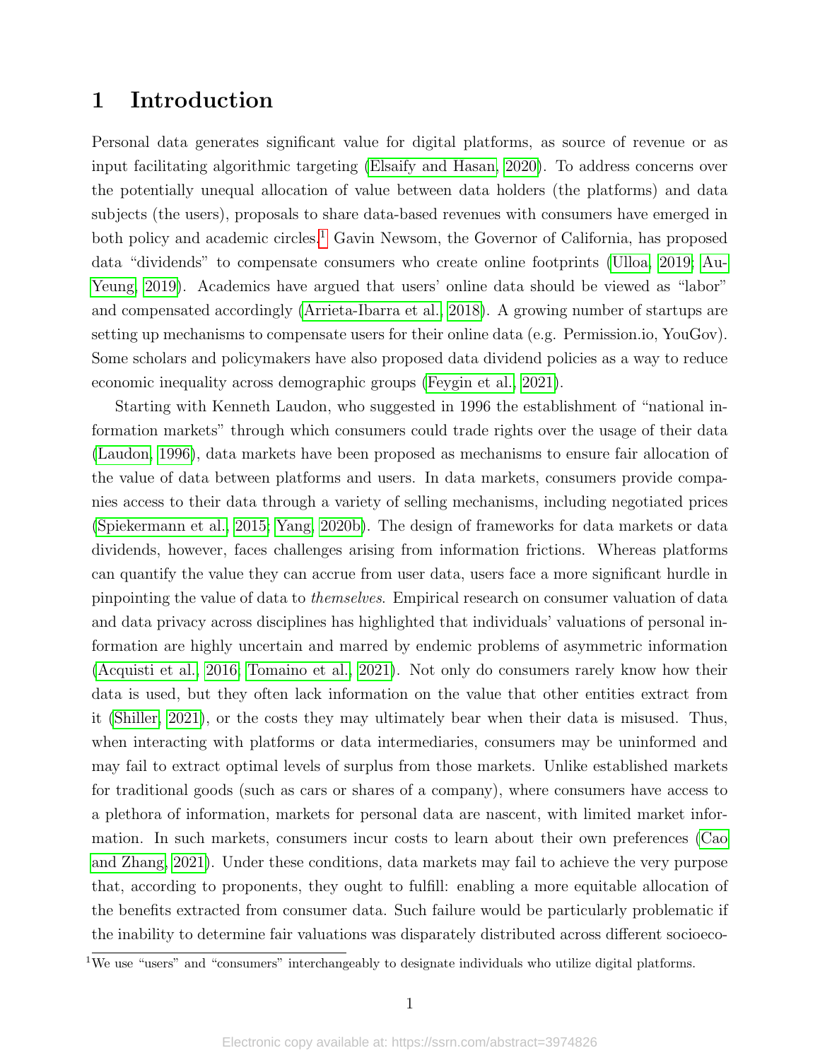# 1 Introduction

Personal data generates significant value for digital platforms, as source of revenue or as input facilitating algorithmic targeting (Elsaify and Hasan, 2020). To address concerns over the potentially unequal allocation of value between data holders (the platforms) and data subjects (the users), proposals to share data-based revenues with consumers have emerged in both policy and academic circles.[1] Gavin Newsom, the Governor of California, has proposed data "dividends" to compensate consumers who create online footprints (Ulloa, 2019; Au-Yeung, 2019). Academics have argued that users' online data should be viewed as "labor" and compensated accordingly (Arrieta-Ibarra et al., 2018). A growing number of startups are setting up mechanisms to compensate users for their online data (e.g. Permission.io, YouGov). Some scholars and policymakers have also proposed data dividend policies as a way to reduce economic inequality across demographic groups (Feygin et al., 2021).

Starting with Kenneth Laudon, who suggested in 1996 the establishment of "national information markets" through which consumers could trade rights over the usage of their data (Laudon, 1996), data markets have been proposed as mechanisms to ensure fair allocation of the value of data between platforms and users. In data markets, consumers provide companies access to their data through a variety of selling mechanisms, including negotiated prices (Spiekermann et al., 2015; Yang, 2020b). The design of frameworks for data markets or data dividends, however, faces challenges arising from information frictions. Whereas platforms can quantify the value they can accrue from user data, users face a more significant hurdle in pinpointing the value of data to *themselves*. Empirical research on consumer valuation of data and data privacy across disciplines has highlighted that individuals' valuations of personal information are highly uncertain and marred by endemic problems of asymmetric information (Acquisti et al., 2016; Tomaino et al., 2021). Not only do consumers rarely know how their data is used, but they often lack information on the value that other entities extract from it (Shiller, 2021), or the costs they may ultimately bear when their data is misused. Thus, when interacting with platforms or data intermediaries, consumers may be uninformed and may fail to extract optimal levels of surplus from those markets. Unlike established markets for traditional goods (such as cars or shares of a company), where consumers have access to a plethora of information, markets for personal data are nascent, with limited market information. In such markets, consumers incur costs to learn about their own preferences (Cao and Zhang, 2021). Under these conditions, data markets may fail to achieve the very purpose that, according to proponents, they ought to fulfill: enabling a more equitable allocation of the benefits extracted from consumer data. Such failure would be particularly problematic if the inability to determine fair valuations was disparately distributed across different socioeco-

[1] We use "users" and "consumers" interchangeably to designate individuals who utilize digital platforms.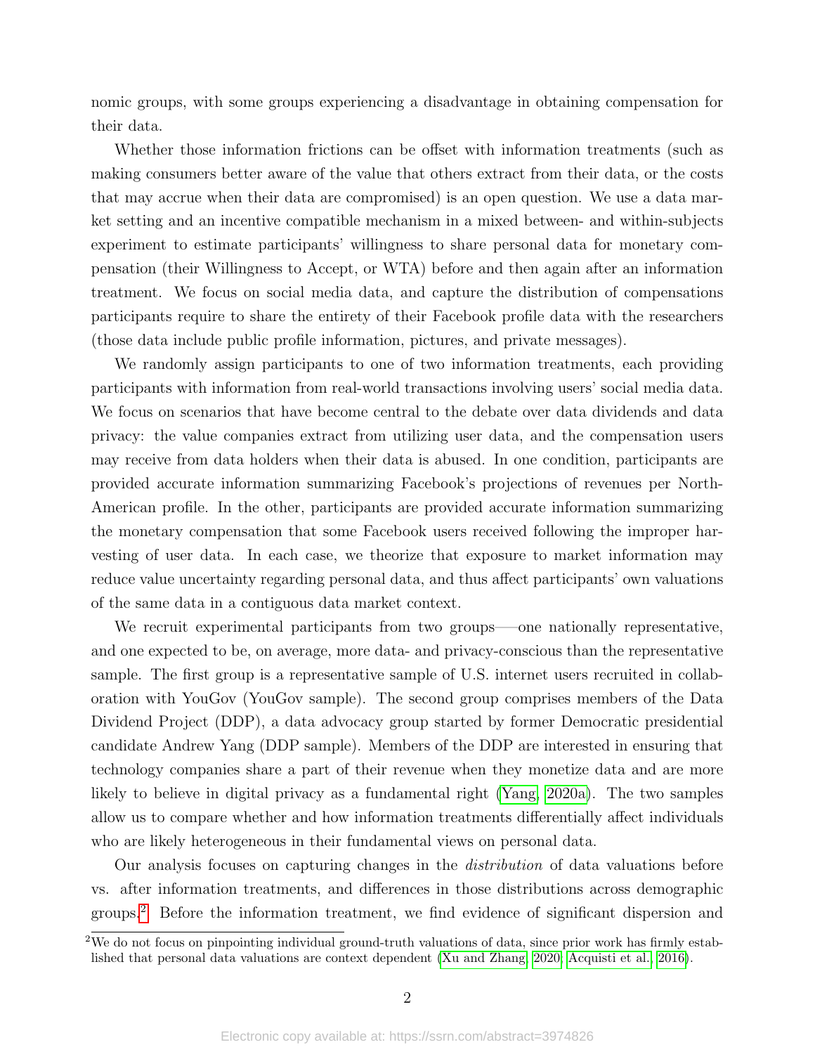nomic groups, with some groups experiencing a disadvantage in obtaining compensation for their data.

Whether those information frictions can be offset with information treatments (such as making consumers better aware of the value that others extract from their data, or the costs that may accrue when their data are compromised) is an open question. We use a data market setting and an incentive compatible mechanism in a mixed between- and within-subjects experiment to estimate participants' willingness to share personal data for monetary compensation (their Willingness to Accept, or WTA) before and then again after an information treatment. We focus on social media data, and capture the distribution of compensations participants require to share the entirety of their Facebook profile data with the researchers (those data include public profile information, pictures, and private messages).

We randomly assign participants to one of two information treatments, each providing participants with information from real-world transactions involving users' social media data. We focus on scenarios that have become central to the debate over data dividends and data privacy: the value companies extract from utilizing user data, and the compensation users may receive from data holders when their data is abused. In one condition, participants are provided accurate information summarizing Facebook's projections of revenues per North-American profile. In the other, participants are provided accurate information summarizing the monetary compensation that some Facebook users received following the improper harvesting of user data. In each case, we theorize that exposure to market information may reduce value uncertainty regarding personal data, and thus affect participants' own valuations of the same data in a contiguous data market context.

We recruit experimental participants from two groups—one nationally representative, and one expected to be, on average, more data- and privacy-conscious than the representative sample. The first group is a representative sample of U.S. internet users recruited in collaboration with YouGov (YouGov sample). The second group comprises members of the Data Dividend Project (DDP), a data advocacy group started by former Democratic presidential candidate Andrew Yang (DDP sample). Members of the DDP are interested in ensuring that technology companies share a part of their revenue when they monetize data and are more likely to believe in digital privacy as a fundamental right (Yang, 2020a). The two samples allow us to compare whether and how information treatments differentially affect individuals who are likely heterogeneous in their fundamental views on personal data.

Our analysis focuses on capturing changes in the *distribution* of data valuations before vs. after information treatments, and differences in those distributions across demographic groups.[2] Before the information treatment, we find evidence of significant dispersion and

[2] We do not focus on pinpointing individual ground-truth valuations of data, since prior work has firmly established that personal data valuations are context dependent (Xu and Zhang, 2020; Acquisti et al., 2016).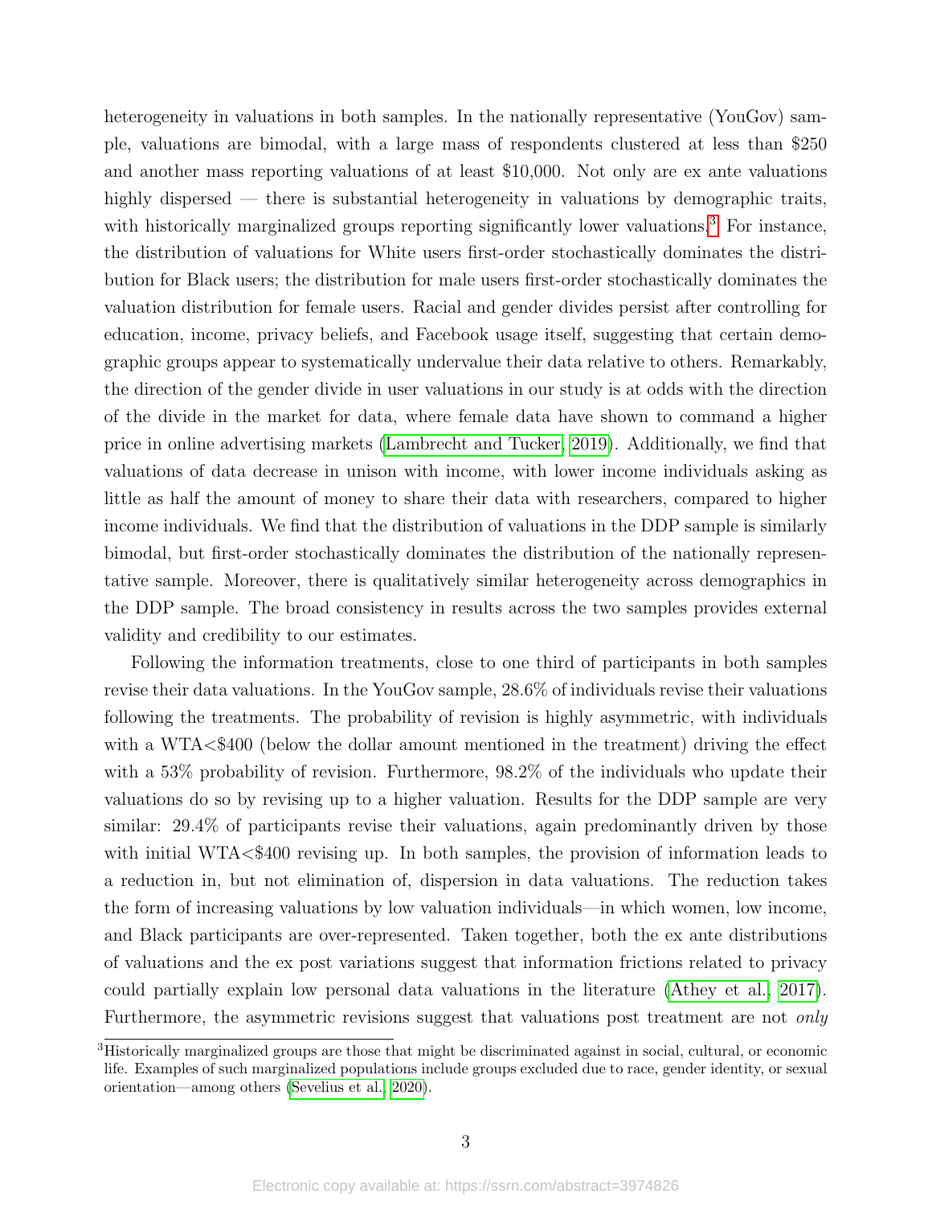heterogeneity in valuations in both samples. In the nationally representative (YouGov) sample, valuations are bimodal, with a large mass of respondents clustered at less than $250 and another mass reporting valuations of at least $10,000. Not only are ex ante valuations highly dispersed — there is substantial heterogeneity in valuations by demographic traits, with historically marginalized groups reporting significantly lower valuations.[3] For instance, the distribution of valuations for White users first-order stochastically dominates the distribution for Black users; the distribution for male users first-order stochastically dominates the valuation distribution for female users. Racial and gender divides persist after controlling for education, income, privacy beliefs, and Facebook usage itself, suggesting that certain demographic groups appear to systematically undervalue their data relative to others. Remarkably, the direction of the gender divide in user valuations in our study is at odds with the direction of the divide in the market for data, where female data have shown to command a higher price in online advertising markets (Lambrecht and Tucker, 2019). Additionally, we find that valuations of data decrease in unison with income, with lower income individuals asking as little as half the amount of money to share their data with researchers, compared to higher income individuals. We find that the distribution of valuations in the DDP sample is similarly bimodal, but first-order stochastically dominates the distribution of the nationally representative sample. Moreover, there is qualitatively similar heterogeneity across demographics in the DDP sample. The broad consistency in results across the two samples provides external validity and credibility to our estimates.

Following the information treatments, close to one third of participants in both samples revise their data valuations. In the YouGov sample, 28.6% of individuals revise their valuations following the treatments. The probability of revision is highly asymmetric, with individuals with a WTA<$400 (below the dollar amount mentioned in the treatment) driving the effect with a 53% probability of revision. Furthermore, 98.2% of the individuals who update their valuations do so by revising up to a higher valuation. Results for the DDP sample are very similar: 29.4% of participants revise their valuations, again predominantly driven by those with initial WTA<$400 revising up. In both samples, the provision of information leads to a reduction in, but not elimination of, dispersion in data valuations. The reduction takes the form of increasing valuations by low valuation individuals—in which women, low income, and Black participants are over-represented. Taken together, both the ex ante distributions of valuations and the ex post variations suggest that information frictions related to privacy could partially explain low personal data valuations in the literature (Athey et al., 2017). Furthermore, the asymmetric revisions suggest that valuations post treatment are not *only*

[3] Historically marginalized groups are those that might be discriminated against in social, cultural, or economic life. Examples of such marginalized populations include groups excluded due to race, gender identity, or sexual orientation—among others (Sevelius et al., 2020).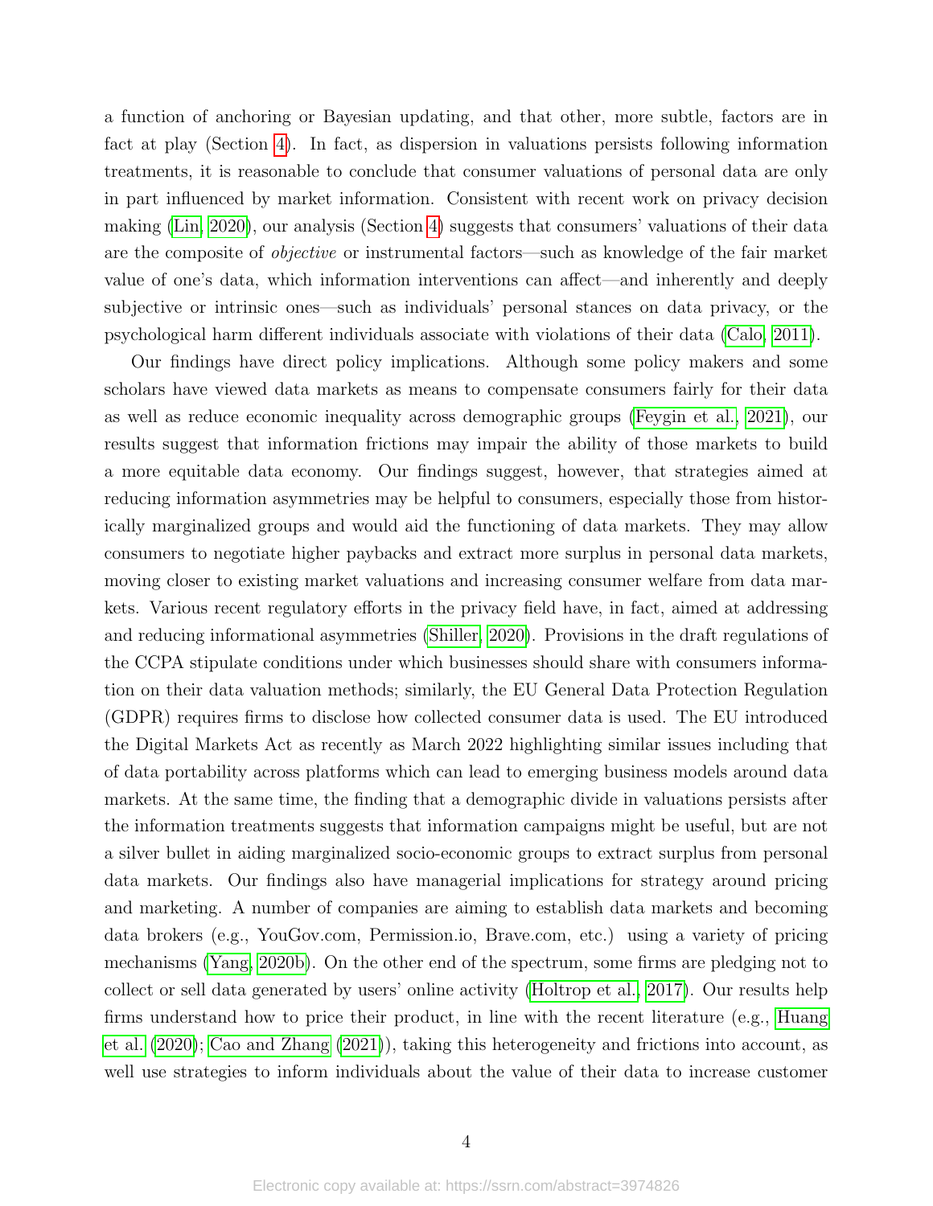a function of anchoring or Bayesian updating, and that other, more subtle, factors are in fact at play (Section 4). In fact, as dispersion in valuations persists following information treatments, it is reasonable to conclude that consumer valuations of personal data are only in part influenced by market information. Consistent with recent work on privacy decision making (Lin, 2020), our analysis (Section 4) suggests that consumers' valuations of their data are the composite of *objective* or instrumental factors—such as knowledge of the fair market value of one's data, which information interventions can affect—and inherently and deeply subjective or intrinsic ones—such as individuals' personal stances on data privacy, or the psychological harm different individuals associate with violations of their data (Calo, 2011).

Our findings have direct policy implications. Although some policy makers and some scholars have viewed data markets as means to compensate consumers fairly for their data as well as reduce economic inequality across demographic groups (Feygin et al., 2021), our results suggest that information frictions may impair the ability of those markets to build a more equitable data economy. Our findings suggest, however, that strategies aimed at reducing information asymmetries may be helpful to consumers, especially those from historically marginalized groups and would aid the functioning of data markets. They may allow consumers to negotiate higher paybacks and extract more surplus in personal data markets, moving closer to existing market valuations and increasing consumer welfare from data markets. Various recent regulatory efforts in the privacy field have, in fact, aimed at addressing and reducing informational asymmetries (Shiller, 2020). Provisions in the draft regulations of the CCPA stipulate conditions under which businesses should share with consumers information on their data valuation methods; similarly, the EU General Data Protection Regulation (GDPR) requires firms to disclose how collected consumer data is used. The EU introduced the Digital Markets Act as recently as March 2022 highlighting similar issues including that of data portability across platforms which can lead to emerging business models around data markets. At the same time, the finding that a demographic divide in valuations persists after the information treatments suggests that information campaigns might be useful, but are not a silver bullet in aiding marginalized socio-economic groups to extract surplus from personal data markets. Our findings also have managerial implications for strategy around pricing and marketing. A number of companies are aiming to establish data markets and becoming data brokers (e.g., YouGov.com, Permission.io, Brave.com, etc.) using a variety of pricing mechanisms (Yang, 2020b). On the other end of the spectrum, some firms are pledging not to collect or sell data generated by users' online activity (Holtrop et al., 2017). Our results help firms understand how to price their product, in line with the recent literature (e.g., Huang et al. (2020); Cao and Zhang (2021)), taking this heterogeneity and frictions into account, as well use strategies to inform individuals about the value of their data to increase customer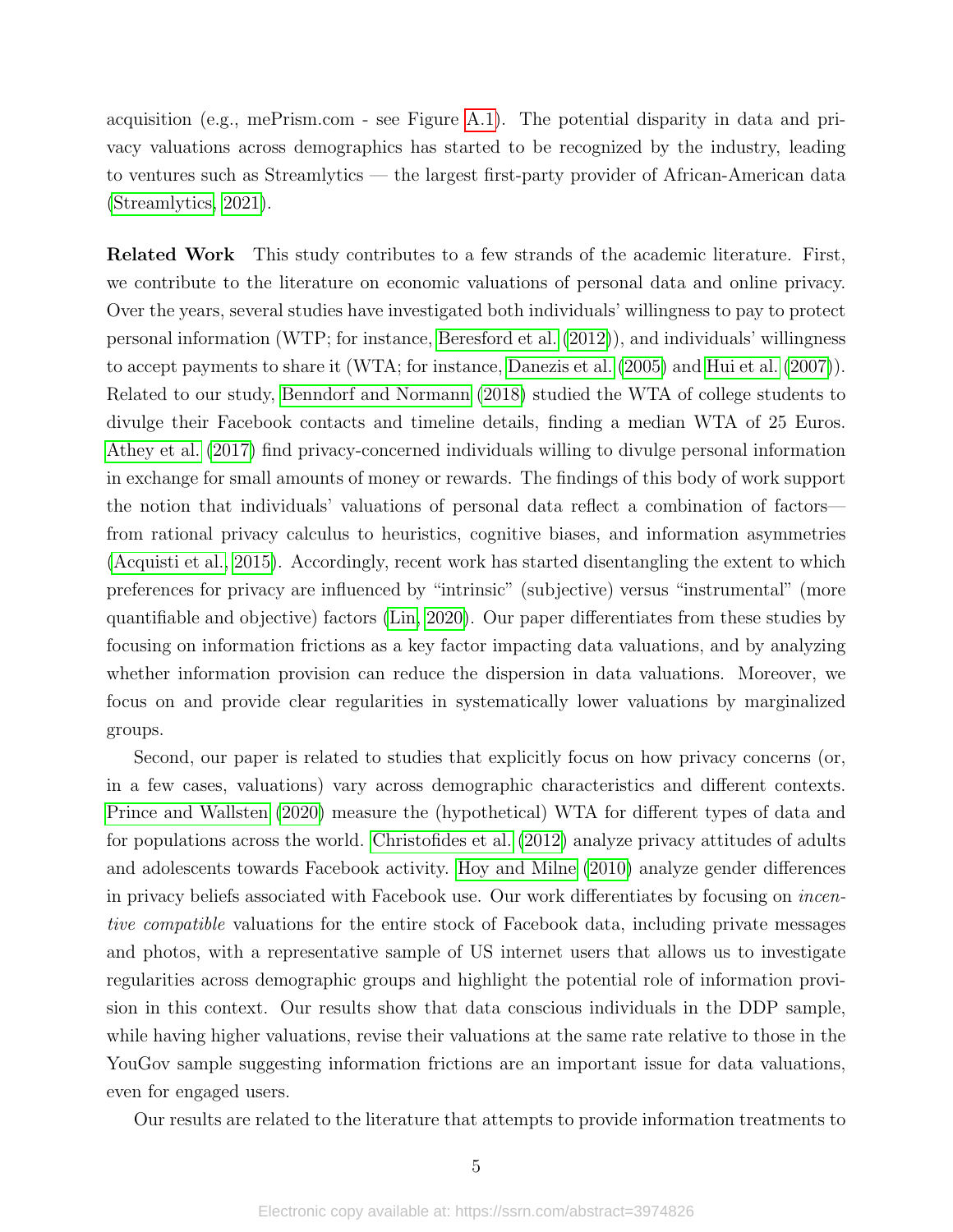acquisition (e.g., mePrism.com - see Figure A.1). The potential disparity in data and privacy valuations across demographics has started to be recognized by the industry, leading to ventures such as Streamlytics — the largest first-party provider of African-American data (Streamlytics, 2021).

**Related Work** This study contributes to a few strands of the academic literature. First, we contribute to the literature on economic valuations of personal data and online privacy. Over the years, several studies have investigated both individuals' willingness to pay to protect personal information (WTP; for instance, Beresford et al. (2012)), and individuals' willingness to accept payments to share it (WTA; for instance, Danezis et al. (2005) and Hui et al. (2007)). Related to our study, Benndorf and Normann (2018) studied the WTA of college students to divulge their Facebook contacts and timeline details, finding a median WTA of 25 Euros. Athey et al. (2017) find privacy-concerned individuals willing to divulge personal information in exchange for small amounts of money or rewards. The findings of this body of work support the notion that individuals' valuations of personal data reflect a combination of factors—from rational privacy calculus to heuristics, cognitive biases, and information asymmetries (Acquisti et al., 2015). Accordingly, recent work has started disentangling the extent to which preferences for privacy are influenced by "intrinsic" (subjective) versus "instrumental" (more quantifiable and objective) factors (Lin, 2020). Our paper differentiates from these studies by focusing on information frictions as a key factor impacting data valuations, and by analyzing whether information provision can reduce the dispersion in data valuations. Moreover, we focus on and provide clear regularities in systematically lower valuations by marginalized groups.

Second, our paper is related to studies that explicitly focus on how privacy concerns (or, in a few cases, valuations) vary across demographic characteristics and different contexts. Prince and Wallsten (2020) measure the (hypothetical) WTA for different types of data and for populations across the world. Christofides et al. (2012) analyze privacy attitudes of adults and adolescents towards Facebook activity. Hoy and Milne (2010) analyze gender differences in privacy beliefs associated with Facebook use. Our work differentiates by focusing on *incentive compatible* valuations for the entire stock of Facebook data, including private messages and photos, with a representative sample of US internet users that allows us to investigate regularities across demographic groups and highlight the potential role of information provision in this context. Our results show that data conscious individuals in the DDP sample, while having higher valuations, revise their valuations at the same rate relative to those in the YouGov sample suggesting information frictions are an important issue for data valuations, even for engaged users.

Our results are related to the literature that attempts to provide information treatments to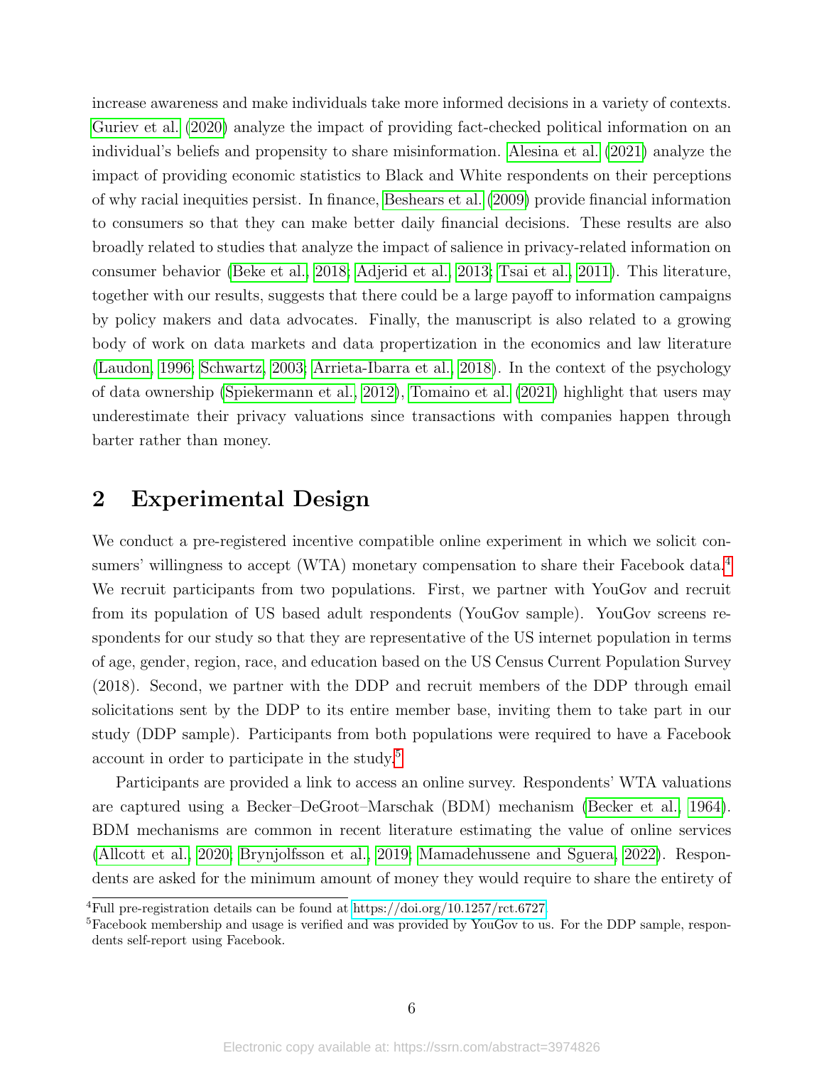increase awareness and make individuals take more informed decisions in a variety of contexts. Guriev et al. (2020) analyze the impact of providing fact-checked political information on an individual's beliefs and propensity to share misinformation. Alesina et al. (2021) analyze the impact of providing economic statistics to Black and White respondents on their perceptions of why racial inequities persist. In finance, Beshears et al. (2009) provide financial information to consumers so that they can make better daily financial decisions. These results are also broadly related to studies that analyze the impact of salience in privacy-related information on consumer behavior (Beke et al., 2018; Adjerid et al., 2013; Tsai et al., 2011). This literature, together with our results, suggests that there could be a large payoff to information campaigns by policy makers and data advocates. Finally, the manuscript is also related to a growing body of work on data markets and data propertization in the economics and law literature (Laudon, 1996; Schwartz, 2003; Arrieta-Ibarra et al., 2018). In the context of the psychology of data ownership (Spiekermann et al., 2012), Tomaino et al. (2021) highlight that users may underestimate their privacy valuations since transactions with companies happen through barter rather than money.

## 2 Experimental Design

We conduct a pre-registered incentive compatible online experiment in which we solicit consumers' willingness to accept (WTA) monetary compensation to share their Facebook data.[4] We recruit participants from two populations. First, we partner with YouGov and recruit from its population of US based adult respondents (YouGov sample). YouGov screens respondents for our study so that they are representative of the US internet population in terms of age, gender, region, race, and education based on the US Census Current Population Survey (2018). Second, we partner with the DDP and recruit members of the DDP through email solicitations sent by the DDP to its entire member base, inviting them to take part in our study (DDP sample). Participants from both populations were required to have a Facebook account in order to participate in the study.[5]

Participants are provided a link to access an online survey. Respondents' WTA valuations are captured using a Becker–DeGroot–Marschak (BDM) mechanism (Becker et al., 1964). BDM mechanisms are common in recent literature estimating the value of online services (Allcott et al., 2020; Brynjolfsson et al., 2019; Mamadehussene and Sguera, 2022). Respondents are asked for the minimum amount of money they would require to share the entirety of

[4] Full pre-registration details can be found at https://doi.org/10.1257/rct.6727.

[5] Facebook membership and usage is verified and was provided by YouGov to us. For the DDP sample, respondents self-report using Facebook.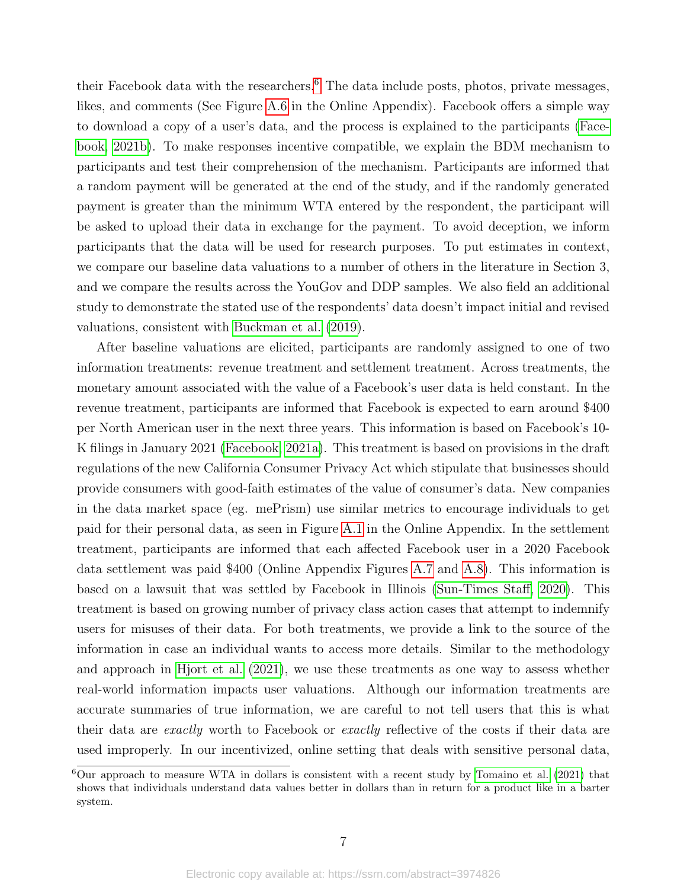their Facebook data with the researchers.[6] The data include posts, photos, private messages, likes, and comments (See Figure A.6 in the Online Appendix). Facebook offers a simple way to download a copy of a user's data, and the process is explained to the participants (Facebook, 2021b). To make responses incentive compatible, we explain the BDM mechanism to participants and test their comprehension of the mechanism. Participants are informed that a random payment will be generated at the end of the study, and if the randomly generated payment is greater than the minimum WTA entered by the respondent, the participant will be asked to upload their data in exchange for the payment. To avoid deception, we inform participants that the data will be used for research purposes. To put estimates in context, we compare our baseline data valuations to a number of others in the literature in Section 3, and we compare the results across the YouGov and DDP samples. We also field an additional study to demonstrate the stated use of the respondents' data doesn't impact initial and revised valuations, consistent with Buckman et al. (2019).

After baseline valuations are elicited, participants are randomly assigned to one of two information treatments: revenue treatment and settlement treatment. Across treatments, the monetary amount associated with the value of a Facebook's user data is held constant. In the revenue treatment, participants are informed that Facebook is expected to earn around $400 per North American user in the next three years. This information is based on Facebook's 10-K filings in January 2021 (Facebook, 2021a). This treatment is based on provisions in the draft regulations of the new California Consumer Privacy Act which stipulate that businesses should provide consumers with good-faith estimates of the value of consumer's data. New companies in the data market space (eg. mePrism) use similar metrics to encourage individuals to get paid for their personal data, as seen in Figure A.1 in the Online Appendix. In the settlement treatment, participants are informed that each affected Facebook user in a 2020 Facebook data settlement was paid $400 (Online Appendix Figures A.7 and A.8). This information is based on a lawsuit that was settled by Facebook in Illinois (Sun-Times Staff, 2020). This treatment is based on growing number of privacy class action cases that attempt to indemnify users for misuses of their data. For both treatments, we provide a link to the source of the information in case an individual wants to access more details. Similar to the methodology and approach in Hjort et al. (2021), we use these treatments as one way to assess whether real-world information impacts user valuations. Although our information treatments are accurate summaries of true information, we are careful to not tell users that this is what their data are *exactly* worth to Facebook or *exactly* reflective of the costs if their data are used improperly. In our incentivized, online setting that deals with sensitive personal data,

[6] Our approach to measure WTA in dollars is consistent with a recent study by Tomaino et al. (2021) that shows that individuals understand data values better in dollars than in return for a product like in a barter system.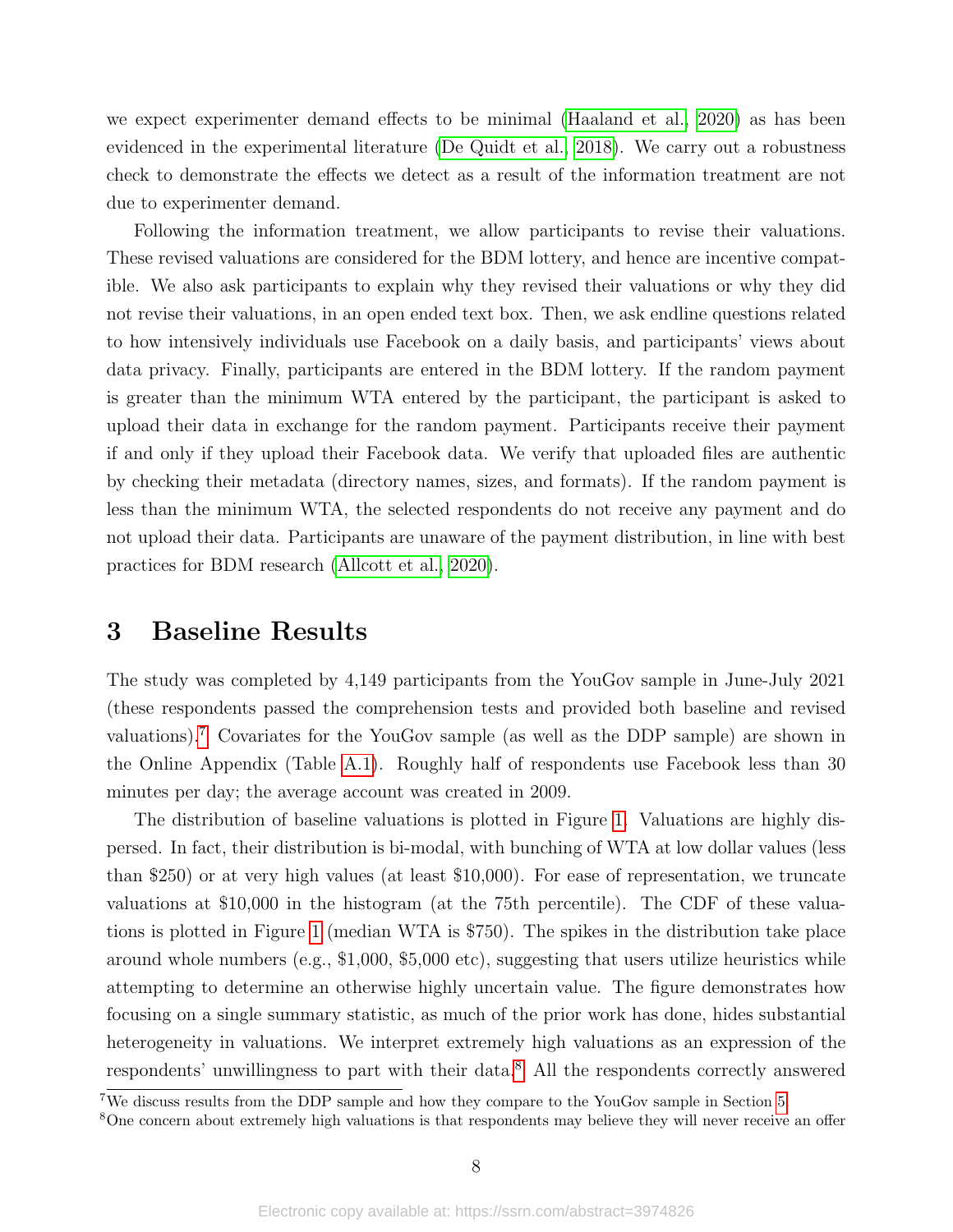we expect experimenter demand effects to be minimal (Haaland et al., 2020) as has been evidenced in the experimental literature (De Quidt et al., 2018). We carry out a robustness check to demonstrate the effects we detect as a result of the information treatment are not due to experimenter demand.

Following the information treatment, we allow participants to revise their valuations. These revised valuations are considered for the BDM lottery, and hence are incentive compatible. We also ask participants to explain why they revised their valuations or why they did not revise their valuations, in an open ended text box. Then, we ask endline questions related to how intensively individuals use Facebook on a daily basis, and participants' views about data privacy. Finally, participants are entered in the BDM lottery. If the random payment is greater than the minimum WTA entered by the participant, the participant is asked to upload their data in exchange for the random payment. Participants receive their payment if and only if they upload their Facebook data. We verify that uploaded files are authentic by checking their metadata (directory names, sizes, and formats). If the random payment is less than the minimum WTA, the selected respondents do not receive any payment and do not upload their data. Participants are unaware of the payment distribution, in line with best practices for BDM research (Allcott et al., 2020).

# 3 Baseline Results

The study was completed by 4,149 participants from the YouGov sample in June-July 2021 (these respondents passed the comprehension tests and provided both baseline and revised valuations).[7] Covariates for the YouGov sample (as well as the DDP sample) are shown in the Online Appendix (Table A.1). Roughly half of respondents use Facebook less than 30 minutes per day; the average account was created in 2009.

The distribution of baseline valuations is plotted in Figure 1. Valuations are highly dispersed. In fact, their distribution is bi-modal, with bunching of WTA at low dollar values (less than $250) or at very high values (at least $10,000). For ease of representation, we truncate valuations at $10,000 in the histogram (at the 75th percentile). The CDF of these valuations is plotted in Figure 1 (median WTA is $750). The spikes in the distribution take place around whole numbers (e.g., $1,000, $5,000 etc), suggesting that users utilize heuristics while attempting to determine an otherwise highly uncertain value. The figure demonstrates how focusing on a single summary statistic, as much of the prior work has done, hides substantial heterogeneity in valuations. We interpret extremely high valuations as an expression of the respondents' unwillingness to part with their data.[8] All the respondents correctly answered

[7] We discuss results from the DDP sample and how they compare to the YouGov sample in Section 5.

[8] One concern about extremely high valuations is that respondents may believe they will never receive an offer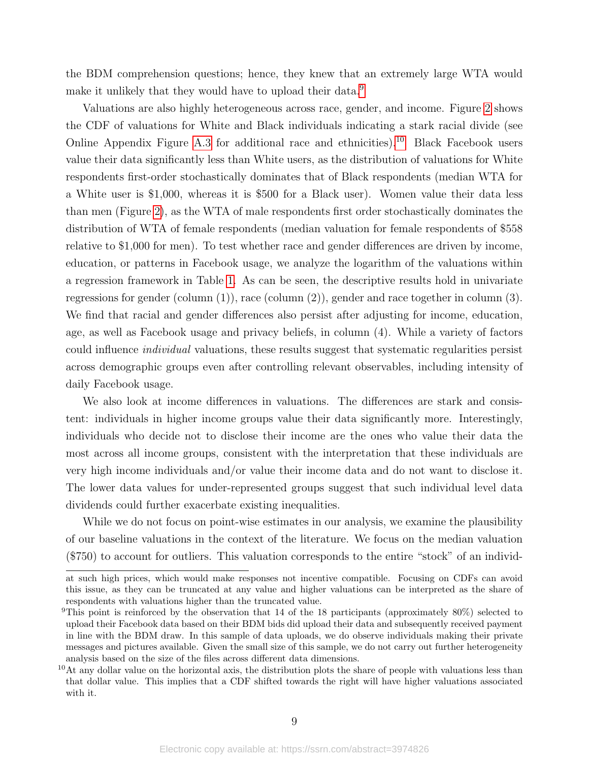the BDM comprehension questions; hence, they knew that an extremely large WTA would make it unlikely that they would have to upload their data.[9]

Valuations are also highly heterogeneous across race, gender, and income. Figure 2 shows the CDF of valuations for White and Black individuals indicating a stark racial divide (see Online Appendix Figure A.3 for additional race and ethnicities).[10] Black Facebook users value their data significantly less than White users, as the distribution of valuations for White respondents first-order stochastically dominates that of Black respondents (median WTA for a White user is $1,000, whereas it is $500 for a Black user). Women value their data less than men (Figure 2), as the WTA of male respondents first order stochastically dominates the distribution of WTA of female respondents (median valuation for female respondents of $558 relative to $1,000 for men). To test whether race and gender differences are driven by income, education, or patterns in Facebook usage, we analyze the logarithm of the valuations within a regression framework in Table 1. As can be seen, the descriptive results hold in univariate regressions for gender (column (1)), race (column (2)), gender and race together in column (3). We find that racial and gender differences also persist after adjusting for income, education, age, as well as Facebook usage and privacy beliefs, in column (4). While a variety of factors could influence *individual* valuations, these results suggest that systematic regularities persist across demographic groups even after controlling relevant observables, including intensity of daily Facebook usage.

We also look at income differences in valuations. The differences are stark and consistent: individuals in higher income groups value their data significantly more. Interestingly, individuals who decide not to disclose their income are the ones who value their data the most across all income groups, consistent with the interpretation that these individuals are very high income individuals and/or value their income data and do not want to disclose it. The lower data values for under-represented groups suggest that such individual level data dividends could further exacerbate existing inequalities.

While we do not focus on point-wise estimates in our analysis, we examine the plausibility of our baseline valuations in the context of the literature. We focus on the median valuation ($750) to account for outliers. This valuation corresponds to the entire "stock" of an individ-

---

at such high prices, which would make responses not incentive compatible. Focusing on CDFs can avoid this issue, as they can be truncated at any value and higher valuations can be interpreted as the share of respondents with valuations higher than the truncated value.

[9] This point is reinforced by the observation that 14 of the 18 participants (approximately 80%) selected to upload their Facebook data based on their BDM bids did upload their data and subsequently received payment in line with the BDM draw. In this sample of data uploads, we do observe individuals making their private messages and pictures available. Given the small size of this sample, we do not carry out further heterogeneity analysis based on the size of the files across different data dimensions.

[10] At any dollar value on the horizontal axis, the distribution plots the share of people with valuations less than that dollar value. This implies that a CDF shifted towards the right will have higher valuations associated with it.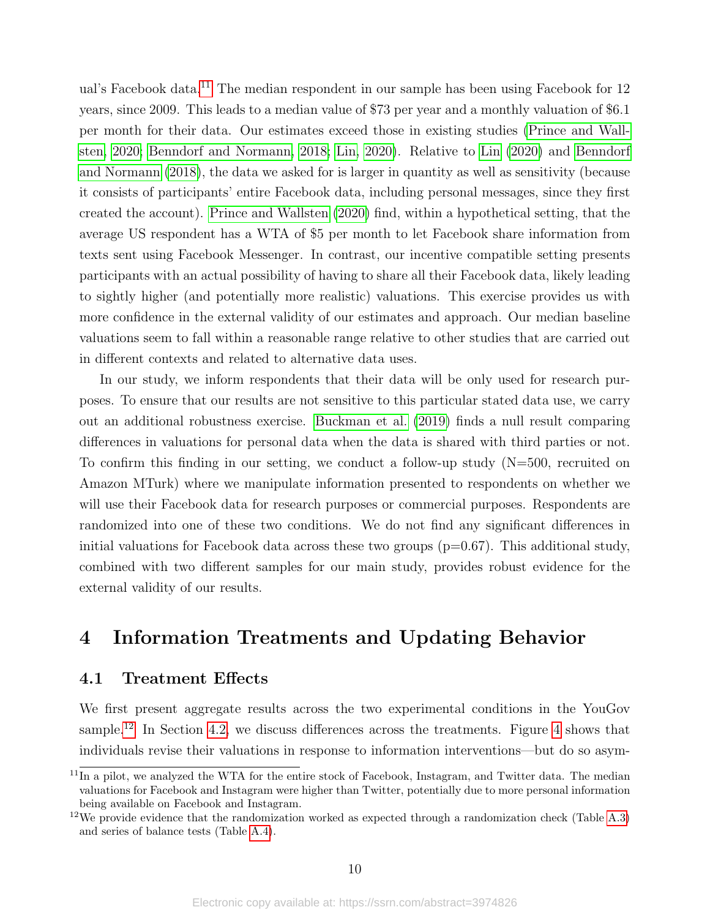ual's Facebook data.[11] The median respondent in our sample has been using Facebook for 12 years, since 2009. This leads to a median value of $73 per year and a monthly valuation of $6.1 per month for their data. Our estimates exceed those in existing studies (Prince and Wallsten, 2020; Benndorf and Normann, 2018; Lin, 2020). Relative to Lin (2020) and Benndorf and Normann (2018), the data we asked for is larger in quantity as well as sensitivity (because it consists of participants' entire Facebook data, including personal messages, since they first created the account). Prince and Wallsten (2020) find, within a hypothetical setting, that the average US respondent has a WTA of $5 per month to let Facebook share information from texts sent using Facebook Messenger. In contrast, our incentive compatible setting presents participants with an actual possibility of having to share all their Facebook data, likely leading to sightly higher (and potentially more realistic) valuations. This exercise provides us with more confidence in the external validity of our estimates and approach. Our median baseline valuations seem to fall within a reasonable range relative to other studies that are carried out in different contexts and related to alternative data uses.

In our study, we inform respondents that their data will be only used for research purposes. To ensure that our results are not sensitive to this particular stated data use, we carry out an additional robustness exercise. Buckman et al. (2019) finds a null result comparing differences in valuations for personal data when the data is shared with third parties or not. To confirm this finding in our setting, we conduct a follow-up study (N=500, recruited on Amazon MTurk) where we manipulate information presented to respondents on whether we will use their Facebook data for research purposes or commercial purposes. Respondents are randomized into one of these two conditions. We do not find any significant differences in initial valuations for Facebook data across these two groups (p=0.67). This additional study, combined with two different samples for our main study, provides robust evidence for the external validity of our results.

# 4 Information Treatments and Updating Behavior

## 4.1 Treatment Effects

We first present aggregate results across the two experimental conditions in the YouGov sample.[12] In Section 4.2, we discuss differences across the treatments. Figure 4 shows that individuals revise their valuations in response to information interventions—but do so asym-

[11] In a pilot, we analyzed the WTA for the entire stock of Facebook, Instagram, and Twitter data. The median valuations for Facebook and Instagram were higher than Twitter, potentially due to more personal information being available on Facebook and Instagram.

[12] We provide evidence that the randomization worked as expected through a randomization check (Table A.3) and series of balance tests (Table A.4).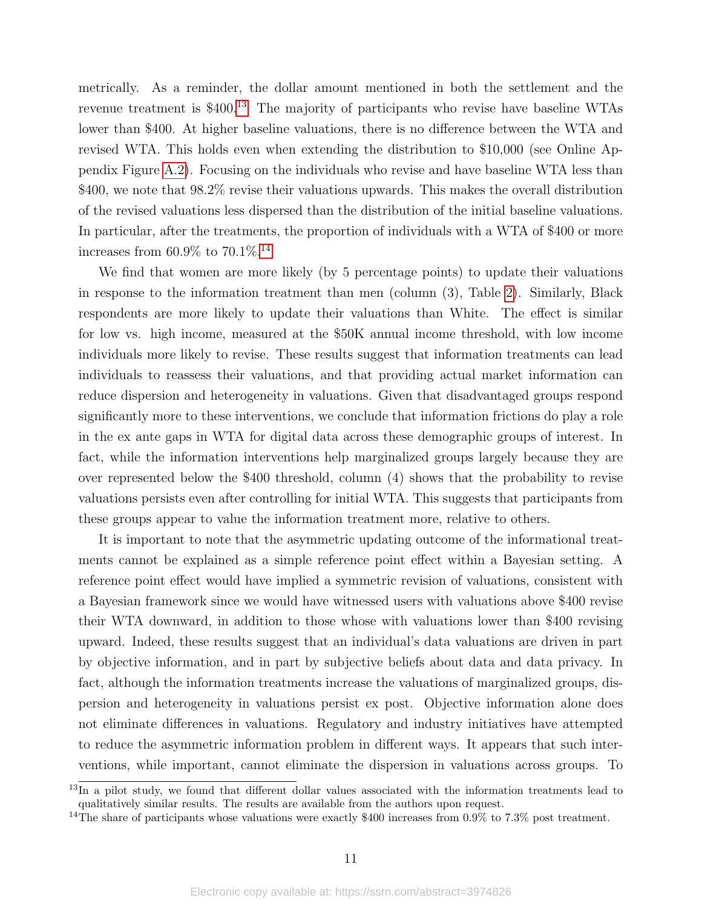metrically. As a reminder, the dollar amount mentioned in both the settlement and the revenue treatment is $400.[13] The majority of participants who revise have baseline WTAs lower than $400. At higher baseline valuations, there is no difference between the WTA and revised WTA. This holds even when extending the distribution to $10,000 (see Online Appendix Figure A.2). Focusing on the individuals who revise and have baseline WTA less than $400, we note that 98.2% revise their valuations upwards. This makes the overall distribution of the revised valuations less dispersed than the distribution of the initial baseline valuations. In particular, after the treatments, the proportion of individuals with a WTA of $400 or more increases from 60.9% to 70.1%.[14]

We find that women are more likely (by 5 percentage points) to update their valuations in response to the information treatment than men (column (3), Table 2). Similarly, Black respondents are more likely to update their valuations than White. The effect is similar for low vs. high income, measured at the $50K annual income threshold, with low income individuals more likely to revise. These results suggest that information treatments can lead individuals to reassess their valuations, and that providing actual market information can reduce dispersion and heterogeneity in valuations. Given that disadvantaged groups respond significantly more to these interventions, we conclude that information frictions do play a role in the ex ante gaps in WTA for digital data across these demographic groups of interest. In fact, while the information interventions help marginalized groups largely because they are over represented below the $400 threshold, column (4) shows that the probability to revise valuations persists even after controlling for initial WTA. This suggests that participants from these groups appear to value the information treatment more, relative to others.

It is important to note that the asymmetric updating outcome of the informational treatments cannot be explained as a simple reference point effect within a Bayesian setting. A reference point effect would have implied a symmetric revision of valuations, consistent with a Bayesian framework since we would have witnessed users with valuations above $400 revise their WTA downward, in addition to those whose with valuations lower than $400 revising upward. Indeed, these results suggest that an individual's data valuations are driven in part by objective information, and in part by subjective beliefs about data and data privacy. In fact, although the information treatments increase the valuations of marginalized groups, dispersion and heterogeneity in valuations persist ex post. Objective information alone does not eliminate differences in valuations. Regulatory and industry initiatives have attempted to reduce the asymmetric information problem in different ways. It appears that such interventions, while important, cannot eliminate the dispersion in valuations across groups. To

[13] In a pilot study, we found that different dollar values associated with the information treatments lead to qualitatively similar results. The results are available from the authors upon request.

[14] The share of participants whose valuations were exactly $400 increases from 0.9% to 7.3% post treatment.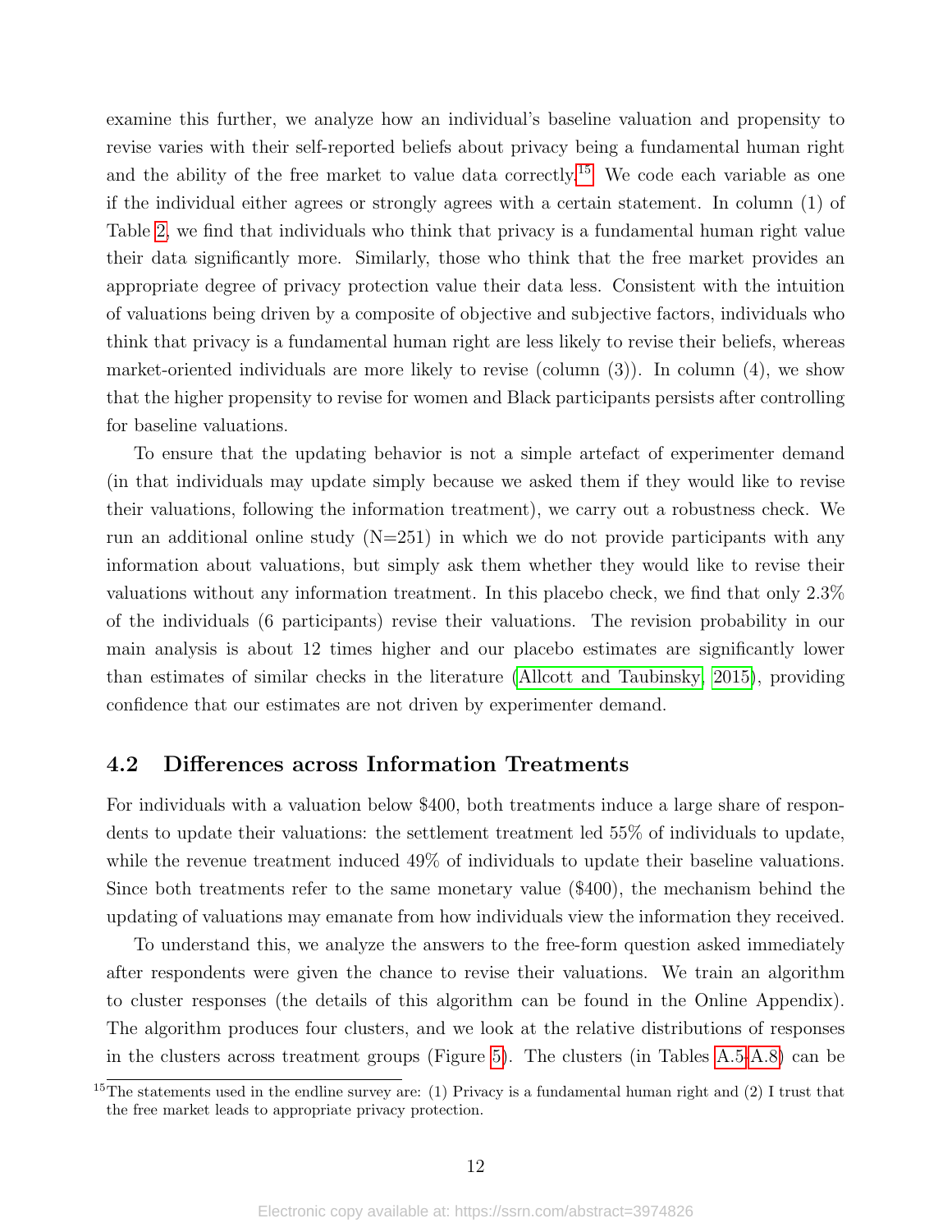examine this further, we analyze how an individual's baseline valuation and propensity to revise varies with their self-reported beliefs about privacy being a fundamental human right and the ability of the free market to value data correctly.[15] We code each variable as one if the individual either agrees or strongly agrees with a certain statement. In column (1) of Table 2, we find that individuals who think that privacy is a fundamental human right value their data significantly more. Similarly, those who think that the free market provides an appropriate degree of privacy protection value their data less. Consistent with the intuition of valuations being driven by a composite of objective and subjective factors, individuals who think that privacy is a fundamental human right are less likely to revise their beliefs, whereas market-oriented individuals are more likely to revise (column (3)). In column (4), we show that the higher propensity to revise for women and Black participants persists after controlling for baseline valuations.

To ensure that the updating behavior is not a simple artefact of experimenter demand (in that individuals may update simply because we asked them if they would like to revise their valuations, following the information treatment), we carry out a robustness check. We run an additional online study (N=251) in which we do not provide participants with any information about valuations, but simply ask them whether they would like to revise their valuations without any information treatment. In this placebo check, we find that only 2.3% of the individuals (6 participants) revise their valuations. The revision probability in our main analysis is about 12 times higher and our placebo estimates are significantly lower than estimates of similar checks in the literature (Allcott and Taubinsky, 2015), providing confidence that our estimates are not driven by experimenter demand.

## 4.2 Differences across Information Treatments

For individuals with a valuation below $400, both treatments induce a large share of respondents to update their valuations: the settlement treatment led 55% of individuals to update, while the revenue treatment induced 49% of individuals to update their baseline valuations. Since both treatments refer to the same monetary value ($400), the mechanism behind the updating of valuations may emanate from how individuals view the information they received.

To understand this, we analyze the answers to the free-form question asked immediately after respondents were given the chance to revise their valuations. We train an algorithm to cluster responses (the details of this algorithm can be found in the Online Appendix). The algorithm produces four clusters, and we look at the relative distributions of responses in the clusters across treatment groups (Figure 5). The clusters (in Tables A.5-A.8) can be

[15] The statements used in the endline survey are: (1) Privacy is a fundamental human right and (2) I trust that the free market leads to appropriate privacy protection.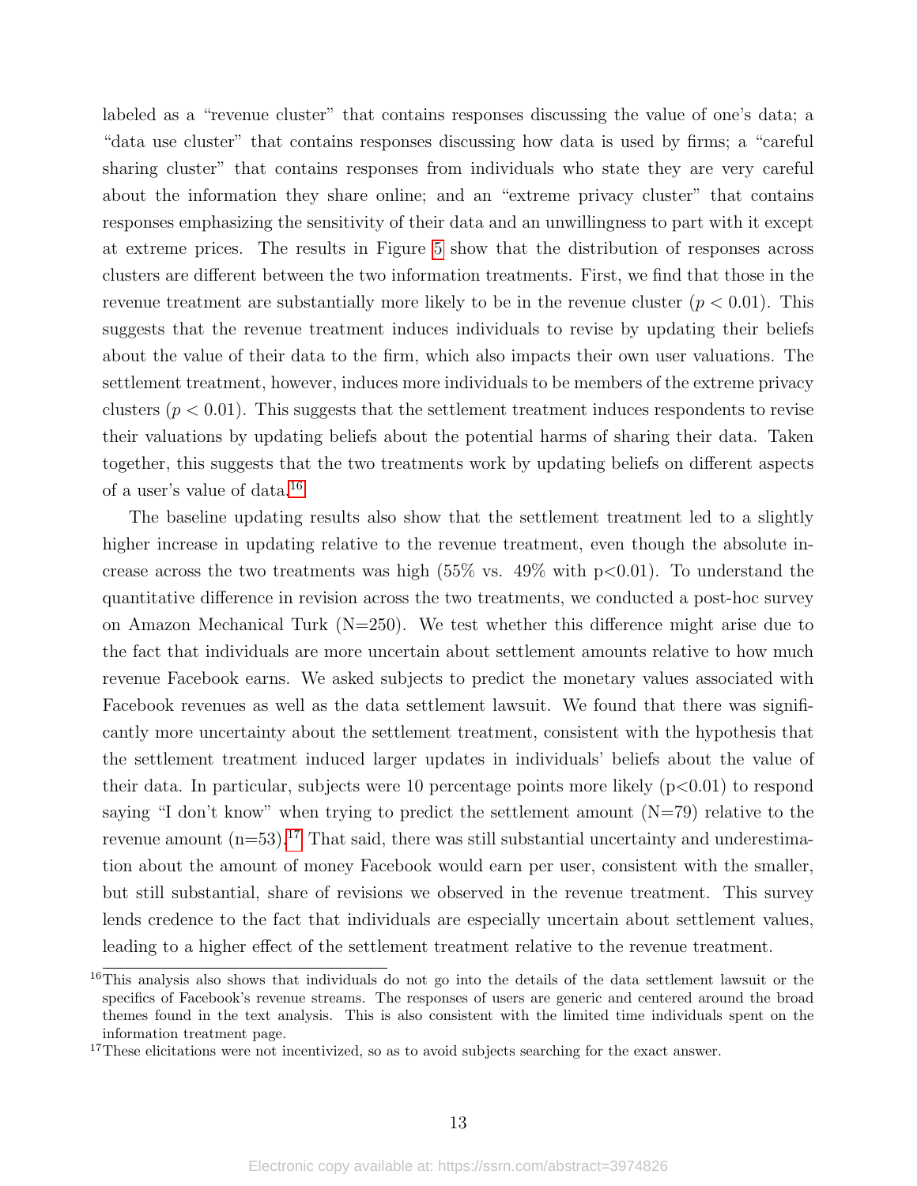labeled as a "revenue cluster" that contains responses discussing the value of one's data; a "data use cluster" that contains responses discussing how data is used by firms; a "careful sharing cluster" that contains responses from individuals who state they are very careful about the information they share online; and an "extreme privacy cluster" that contains responses emphasizing the sensitivity of their data and an unwillingness to part with it except at extreme prices. The results in Figure 5 show that the distribution of responses across clusters are different between the two information treatments. First, we find that those in the revenue treatment are substantially more likely to be in the revenue cluster ($p < 0.01$). This suggests that the revenue treatment induces individuals to revise by updating their beliefs about the value of their data to the firm, which also impacts their own user valuations. The settlement treatment, however, induces more individuals to be members of the extreme privacy clusters ($p < 0.01$). This suggests that the settlement treatment induces respondents to revise their valuations by updating beliefs about the potential harms of sharing their data. Taken together, this suggests that the two treatments work by updating beliefs on different aspects of a user's value of data.[16]

The baseline updating results also show that the settlement treatment led to a slightly higher increase in updating relative to the revenue treatment, even though the absolute increase across the two treatments was high (55% vs. 49% with $p<0.01$). To understand the quantitative difference in revision across the two treatments, we conducted a post-hoc survey on Amazon Mechanical Turk (N=250). We test whether this difference might arise due to the fact that individuals are more uncertain about settlement amounts relative to how much revenue Facebook earns. We asked subjects to predict the monetary values associated with Facebook revenues as well as the data settlement lawsuit. We found that there was significantly more uncertainty about the settlement treatment, consistent with the hypothesis that the settlement treatment induced larger updates in individuals' beliefs about the value of their data. In particular, subjects were 10 percentage points more likely ($p<0.01$) to respond saying "I don't know" when trying to predict the settlement amount (N=79) relative to the revenue amount (n=53).[17] That said, there was still substantial uncertainty and underestimation about the amount of money Facebook would earn per user, consistent with the smaller, but still substantial, share of revisions we observed in the revenue treatment. This survey lends credence to the fact that individuals are especially uncertain about settlement values, leading to a higher effect of the settlement treatment relative to the revenue treatment.

[16]This analysis also shows that individuals do not go into the details of the data settlement lawsuit or the specifics of Facebook's revenue streams. The responses of users are generic and centered around the broad themes found in the text analysis. This is also consistent with the limited time individuals spent on the information treatment page.

[17]These elicitations were not incentivized, so as to avoid subjects searching for the exact answer.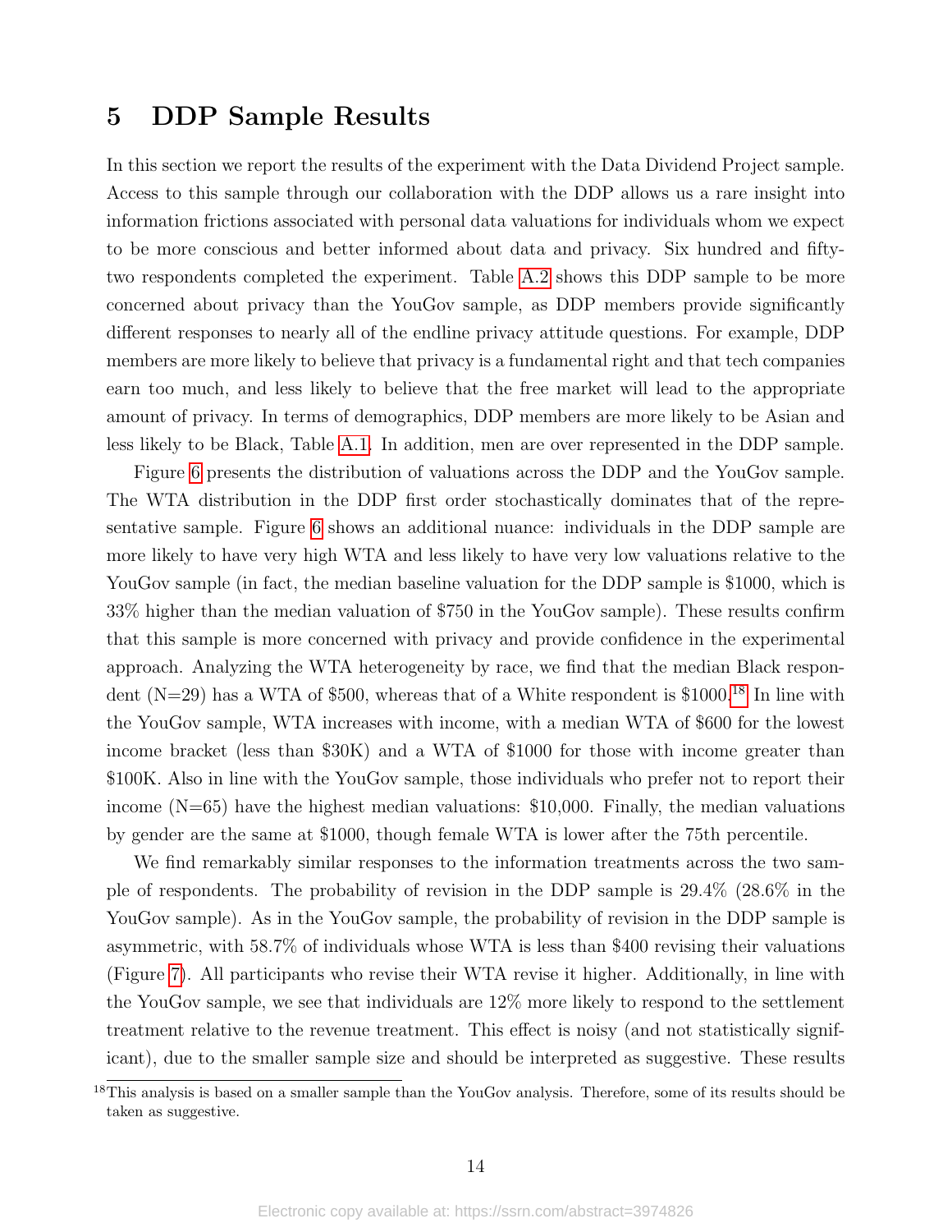# 5 DDP Sample Results

In this section we report the results of the experiment with the Data Dividend Project sample. Access to this sample through our collaboration with the DDP allows us a rare insight into information frictions associated with personal data valuations for individuals whom we expect to be more conscious and better informed about data and privacy. Six hundred and fifty-two respondents completed the experiment. Table A.2 shows this DDP sample to be more concerned about privacy than the YouGov sample, as DDP members provide significantly different responses to nearly all of the endline privacy attitude questions. For example, DDP members are more likely to believe that privacy is a fundamental right and that tech companies earn too much, and less likely to believe that the free market will lead to the appropriate amount of privacy. In terms of demographics, DDP members are more likely to be Asian and less likely to be Black, Table A.1. In addition, men are over represented in the DDP sample.

Figure 6 presents the distribution of valuations across the DDP and the YouGov sample. The WTA distribution in the DDP first order stochastically dominates that of the representative sample. Figure 6 shows an additional nuance: individuals in the DDP sample are more likely to have very high WTA and less likely to have very low valuations relative to the YouGov sample (in fact, the median baseline valuation for the DDP sample is $1000, which is 33% higher than the median valuation of $750 in the YouGov sample). These results confirm that this sample is more concerned with privacy and provide confidence in the experimental approach. Analyzing the WTA heterogeneity by race, we find that the median Black respondent (N=29) has a WTA of $500, whereas that of a White respondent is $1000.[18] In line with the YouGov sample, WTA increases with income, with a median WTA of $600 for the lowest income bracket (less than $30K) and a WTA of $1000 for those with income greater than $100K. Also in line with the YouGov sample, those individuals who prefer not to report their income (N=65) have the highest median valuations: $10,000. Finally, the median valuations by gender are the same at $1000, though female WTA is lower after the 75th percentile.

We find remarkably similar responses to the information treatments across the two sample of respondents. The probability of revision in the DDP sample is 29.4% (28.6% in the YouGov sample). As in the YouGov sample, the probability of revision in the DDP sample is asymmetric, with 58.7% of individuals whose WTA is less than $400 revising their valuations (Figure 7). All participants who revise their WTA revise it higher. Additionally, in line with the YouGov sample, we see that individuals are 12% more likely to respond to the settlement treatment relative to the revenue treatment. This effect is noisy (and not statistically significant), due to the smaller sample size and should be interpreted as suggestive. These results

[18] This analysis is based on a smaller sample than the YouGov analysis. Therefore, some of its results should be taken as suggestive.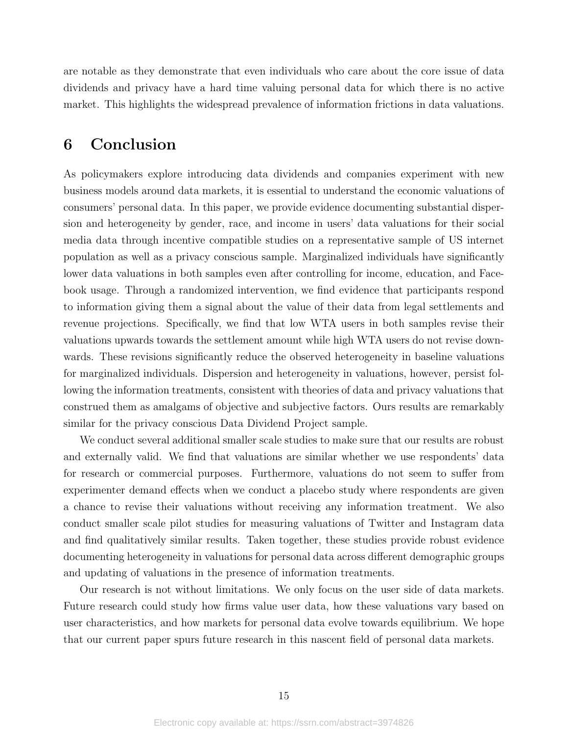are notable as they demonstrate that even individuals who care about the core issue of data dividends and privacy have a hard time valuing personal data for which there is no active market. This highlights the widespread prevalence of information frictions in data valuations.

## 6 Conclusion

As policymakers explore introducing data dividends and companies experiment with new business models around data markets, it is essential to understand the economic valuations of consumers' personal data. In this paper, we provide evidence documenting substantial dispersion and heterogeneity by gender, race, and income in users' data valuations for their social media data through incentive compatible studies on a representative sample of US internet population as well as a privacy conscious sample. Marginalized individuals have significantly lower data valuations in both samples even after controlling for income, education, and Facebook usage. Through a randomized intervention, we find evidence that participants respond to information giving them a signal about the value of their data from legal settlements and revenue projections. Specifically, we find that low WTA users in both samples revise their valuations upwards towards the settlement amount while high WTA users do not revise downwards. These revisions significantly reduce the observed heterogeneity in baseline valuations for marginalized individuals. Dispersion and heterogeneity in valuations, however, persist following the information treatments, consistent with theories of data and privacy valuations that construed them as amalgams of objective and subjective factors. Ours results are remarkably similar for the privacy conscious Data Dividend Project sample.

We conduct several additional smaller scale studies to make sure that our results are robust and externally valid. We find that valuations are similar whether we use respondents' data for research or commercial purposes. Furthermore, valuations do not seem to suffer from experimenter demand effects when we conduct a placebo study where respondents are given a chance to revise their valuations without receiving any information treatment. We also conduct smaller scale pilot studies for measuring valuations of Twitter and Instagram data and find qualitatively similar results. Taken together, these studies provide robust evidence documenting heterogeneity in valuations for personal data across different demographic groups and updating of valuations in the presence of information treatments.

Our research is not without limitations. We only focus on the user side of data markets. Future research could study how firms value user data, how these valuations vary based on user characteristics, and how markets for personal data evolve towards equilibrium. We hope that our current paper spurs future research in this nascent field of personal data markets.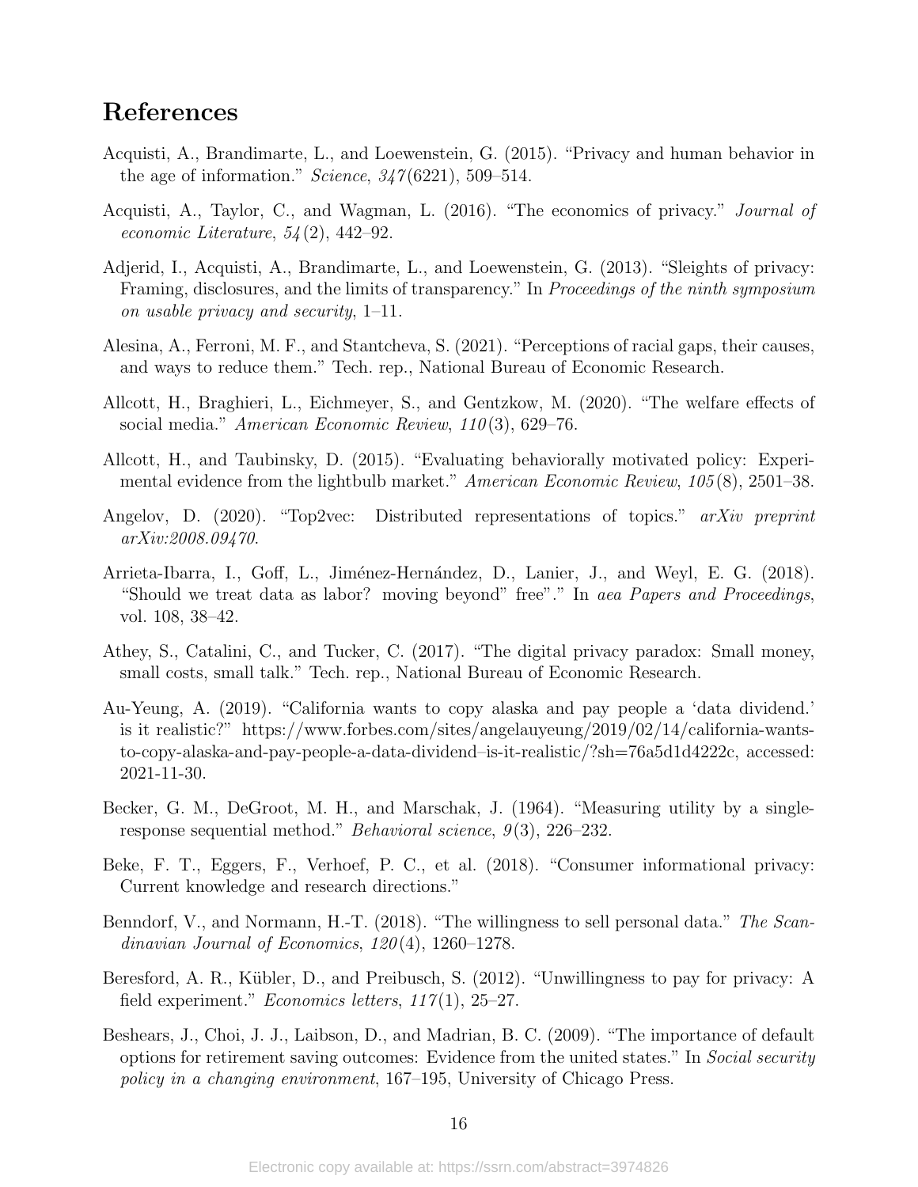# References

Acquisti, A., Brandimarte, L., and Loewenstein, G. (2015). "Privacy and human behavior in the age of information." *Science*, *347*(6221), 509–514.

Acquisti, A., Taylor, C., and Wagman, L. (2016). "The economics of privacy." *Journal of economic Literature*, *54*(2), 442–92.

Adjerid, I., Acquisti, A., Brandimarte, L., and Loewenstein, G. (2013). "Sleights of privacy: Framing, disclosures, and the limits of transparency." In *Proceedings of the ninth symposium on usable privacy and security*, 1–11.

Alesina, A., Ferroni, M. F., and Stantcheva, S. (2021). "Perceptions of racial gaps, their causes, and ways to reduce them." Tech. rep., National Bureau of Economic Research.

Allcott, H., Braghieri, L., Eichmeyer, S., and Gentzkow, M. (2020). "The welfare effects of social media." *American Economic Review*, *110*(3), 629–76.

Allcott, H., and Taubinsky, D. (2015). "Evaluating behaviorally motivated policy: Experimental evidence from the lightbulb market." *American Economic Review*, *105*(8), 2501–38.

Angelov, D. (2020). "Top2vec: Distributed representations of topics." *arXiv preprint arXiv:2008.09470*.

Arrieta-Ibarra, I., Goff, L., Jiménez-Hernández, D., Lanier, J., and Weyl, E. G. (2018). "Should we treat data as labor? moving beyond" free"." In *aea Papers and Proceedings*, vol. 108, 38–42.

Athey, S., Catalini, C., and Tucker, C. (2017). "The digital privacy paradox: Small money, small costs, small talk." Tech. rep., National Bureau of Economic Research.

Au-Yeung, A. (2019). "California wants to copy alaska and pay people a 'data dividend.' is it realistic?" https://www.forbes.com/sites/angelauyeung/2019/02/14/california-wants-to-copy-alaska-and-pay-people-a-data-dividend–is-it-realistic/?sh=76a5d1d4222c, accessed: 2021-11-30.

Becker, G. M., DeGroot, M. H., and Marschak, J. (1964). "Measuring utility by a single-response sequential method." *Behavioral science*, *9*(3), 226–232.

Beke, F. T., Eggers, F., Verhoef, P. C., et al. (2018). "Consumer informational privacy: Current knowledge and research directions."

Benndorf, V., and Normann, H.-T. (2018). "The willingness to sell personal data." *The Scandinavian Journal of Economics*, *120*(4), 1260–1278.

Beresford, A. R., Kübler, D., and Preibusch, S. (2012). "Unwillingness to pay for privacy: A field experiment." *Economics letters*, *117*(1), 25–27.

Beshears, J., Choi, J. J., Laibson, D., and Madrian, B. C. (2009). "The importance of default options for retirement saving outcomes: Evidence from the united states." In *Social security policy in a changing environment*, 167–195, University of Chicago Press.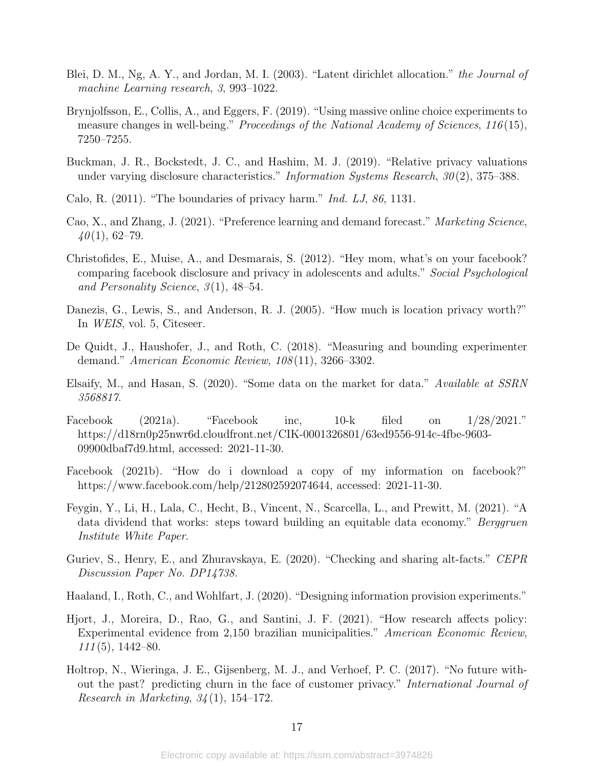Blei, D. M., Ng, A. Y., and Jordan, M. I. (2003). "Latent dirichlet allocation." *the Journal of machine Learning research*, *3*, 993–1022.

Brynjolfsson, E., Collis, A., and Eggers, F. (2019). "Using massive online choice experiments to measure changes in well-being." *Proceedings of the National Academy of Sciences*, *116*(15), 7250–7255.

Buckman, J. R., Bockstedt, J. C., and Hashim, M. J. (2019). "Relative privacy valuations under varying disclosure characteristics." *Information Systems Research*, *30*(2), 375–388.

Calo, R. (2011). "The boundaries of privacy harm." *Ind. LJ*, *86*, 1131.

Cao, X., and Zhang, J. (2021). "Preference learning and demand forecast." *Marketing Science*, *40*(1), 62–79.

Christofides, E., Muise, A., and Desmarais, S. (2012). "Hey mom, what's on your facebook? comparing facebook disclosure and privacy in adolescents and adults." *Social Psychological and Personality Science*, *3*(1), 48–54.

Danezis, G., Lewis, S., and Anderson, R. J. (2005). "How much is location privacy worth?" In *WEIS*, vol. 5, Citeseer.

De Quidt, J., Haushofer, J., and Roth, C. (2018). "Measuring and bounding experimenter demand." *American Economic Review*, *108*(11), 3266–3302.

Elsaify, M., and Hasan, S. (2020). "Some data on the market for data." *Available at SSRN 3568817*.

Facebook (2021a). "Facebook inc, 10-k filed on 1/28/2021." https://d18rn0p25nwr6d.cloudfront.net/CIK-0001326801/63ed9556-914c-4fbe-9603-09900dbaf7d9.html, accessed: 2021-11-30.

Facebook (2021b). "How do i download a copy of my information on facebook?" https://www.facebook.com/help/212802592074644, accessed: 2021-11-30.

Feygin, Y., Li, H., Lala, C., Hecht, B., Vincent, N., Scarcella, L., and Prewitt, M. (2021). "A data dividend that works: steps toward building an equitable data economy." *Berggruen Institute White Paper*.

Guriev, S., Henry, E., and Zhuravskaya, E. (2020). "Checking and sharing alt-facts." *CEPR Discussion Paper No. DP14738*.

Haaland, I., Roth, C., and Wohlfart, J. (2020). "Designing information provision experiments."

Hjort, J., Moreira, D., Rao, G., and Santini, J. F. (2021). "How research affects policy: Experimental evidence from 2,150 brazilian municipalities." *American Economic Review*, *111*(5), 1442–80.

Holtrop, N., Wieringa, J. E., Gijsenberg, M. J., and Verhoef, P. C. (2017). "No future without the past? predicting churn in the face of customer privacy." *International Journal of Research in Marketing*, *34*(1), 154–172.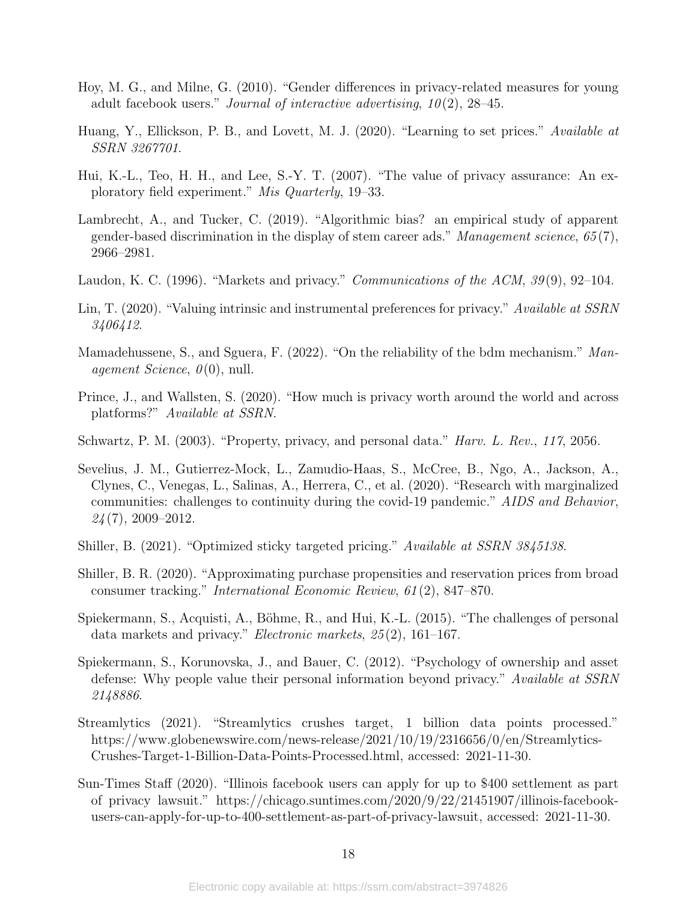Hoy, M. G., and Milne, G. (2010). "Gender differences in privacy-related measures for young adult facebook users." *Journal of interactive advertising*, *10*(2), 28–45.

Huang, Y., Ellickson, P. B., and Lovett, M. J. (2020). "Learning to set prices." *Available at SSRN 3267701*.

Hui, K.-L., Teo, H. H., and Lee, S.-Y. T. (2007). "The value of privacy assurance: An exploratory field experiment." *Mis Quarterly*, 19–33.

Lambrecht, A., and Tucker, C. (2019). "Algorithmic bias? an empirical study of apparent gender-based discrimination in the display of stem career ads." *Management science*, *65*(7), 2966–2981.

Laudon, K. C. (1996). "Markets and privacy." *Communications of the ACM*, *39*(9), 92–104.

Lin, T. (2020). "Valuing intrinsic and instrumental preferences for privacy." *Available at SSRN 3406412*.

Mamadehussene, S., and Sguera, F. (2022). "On the reliability of the bdm mechanism." *Management Science*, *0*(0), null.

Prince, J., and Wallsten, S. (2020). "How much is privacy worth around the world and across platforms?" *Available at SSRN*.

Schwartz, P. M. (2003). "Property, privacy, and personal data." *Harv. L. Rev.*, *117*, 2056.

Sevelius, J. M., Gutierrez-Mock, L., Zamudio-Haas, S., McCree, B., Ngo, A., Jackson, A., Clynes, C., Venegas, L., Salinas, A., Herrera, C., et al. (2020). "Research with marginalized communities: challenges to continuity during the covid-19 pandemic." *AIDS and Behavior*, *24*(7), 2009–2012.

Shiller, B. (2021). "Optimized sticky targeted pricing." *Available at SSRN 3845138*.

Shiller, B. R. (2020). "Approximating purchase propensities and reservation prices from broad consumer tracking." *International Economic Review*, *61*(2), 847–870.

Spiekermann, S., Acquisti, A., Böhme, R., and Hui, K.-L. (2015). "The challenges of personal data markets and privacy." *Electronic markets*, *25*(2), 161–167.

Spiekermann, S., Korunovska, J., and Bauer, C. (2012). "Psychology of ownership and asset defense: Why people value their personal information beyond privacy." *Available at SSRN 2148886*.

Streamlytics (2021). "Streamlytics crushes target, 1 billion data points processed." https://www.globenewswire.com/news-release/2021/10/19/2316656/0/en/Streamlytics-Crushes-Target-1-Billion-Data-Points-Processed.html, accessed: 2021-11-30.

Sun-Times Staff (2020). "Illinois facebook users can apply for up to $400 settlement as part of privacy lawsuit." https://chicago.suntimes.com/2020/9/22/21451907/illinois-facebook-users-can-apply-for-up-to-400-settlement-as-part-of-privacy-lawsuit, accessed: 2021-11-30.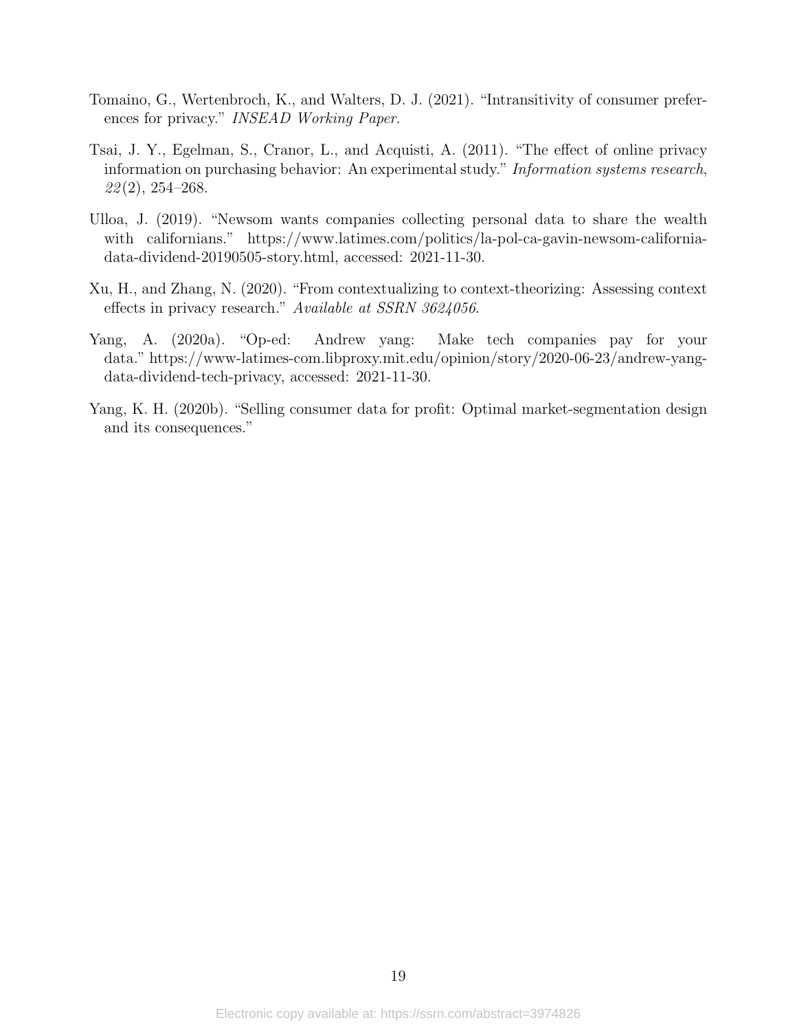Tomaino, G., Wertenbroch, K., and Walters, D. J. (2021). "Intransitivity of consumer preferences for privacy." *INSEAD Working Paper*.

Tsai, J. Y., Egelman, S., Cranor, L., and Acquisti, A. (2011). "The effect of online privacy information on purchasing behavior: An experimental study." *Information systems research*, *22*(2), 254–268.

Ulloa, J. (2019). "Newsom wants companies collecting personal data to share the wealth with californians." https://www.latimes.com/politics/la-pol-ca-gavin-newsom-california-data-dividend-20190505-story.html, accessed: 2021-11-30.

Xu, H., and Zhang, N. (2020). "From contextualizing to context-theorizing: Assessing context effects in privacy research." *Available at SSRN 3624056*.

Yang, A. (2020a). "Op-ed: Andrew yang: Make tech companies pay for your data." https://www-latimes-com.libproxy.mit.edu/opinion/story/2020-06-23/andrew-yang-data-dividend-tech-privacy, accessed: 2021-11-30.

Yang, K. H. (2020b). "Selling consumer data for profit: Optimal market-segmentation design and its consequences."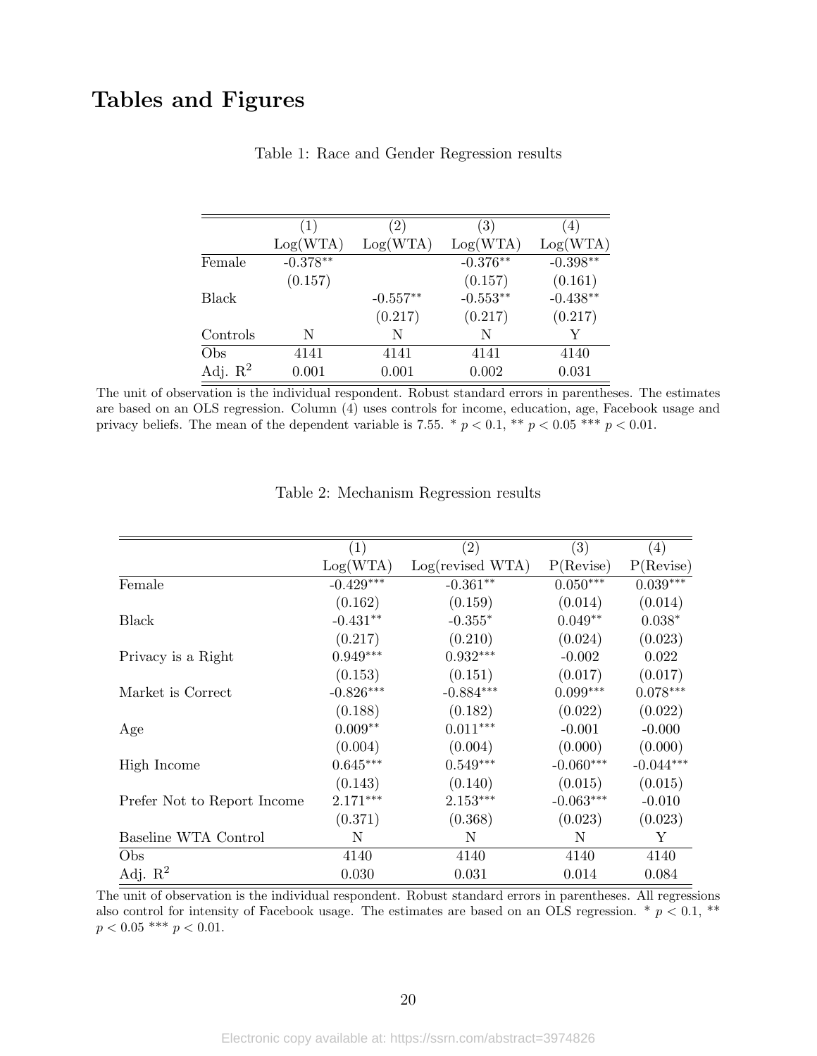# Tables and Figures

Table 1: Race and Gender Regression results

| | (1) | (2) | (3) | (4) |
|---|---|---|---|---|
| | Log(WTA) | Log(WTA) | Log(WTA) | Log(WTA) |
| Female | -0.378** | | -0.376** | -0.398** |
| | (0.157) | | (0.157) | (0.161) |
| Black | | -0.557** | -0.553** | -0.438** |
| | | (0.217) | (0.217) | (0.217) |
| Controls | N | N | N | Y |
| Obs | 4141 | 4141 | 4141 | 4140 |
| Adj. $R^2$ | 0.001 | 0.001 | 0.002 | 0.031 |

The unit of observation is the individual respondent. Robust standard errors in parentheses. The estimates are based on an OLS regression. Column (4) uses controls for income, education, age, Facebook usage and privacy beliefs. The mean of the dependent variable is 7.55. * $p < 0.1$, ** $p < 0.05$ *** $p < 0.01$.

Table 2: Mechanism Regression results

| | (1) | (2) | (3) | (4) |
|---|---|---|---|---|
| | Log(WTA) | Log(revised WTA) | P(Revise) | P(Revise) |
| Female | -0.429*** | -0.361** | 0.050*** | 0.039*** |
| | (0.162) | (0.159) | (0.014) | (0.014) |
| Black | -0.431** | -0.355* | 0.049** | 0.038* |
| | (0.217) | (0.210) | (0.024) | (0.023) |
| Privacy is a Right | 0.949*** | 0.932*** | -0.002 | 0.022 |
| | (0.153) | (0.151) | (0.017) | (0.017) |
| Market is Correct | -0.826*** | -0.884*** | 0.099*** | 0.078*** |
| | (0.188) | (0.182) | (0.022) | (0.022) |
| Age | 0.009** | 0.011*** | -0.001 | -0.000 |
| | (0.004) | (0.004) | (0.000) | (0.000) |
| High Income | 0.645*** | 0.549*** | -0.060*** | -0.044*** |
| | (0.143) | (0.140) | (0.015) | (0.015) |
| Prefer Not to Report Income | 2.171*** | 2.153*** | -0.063*** | -0.010 |
| | (0.371) | (0.368) | (0.023) | (0.023) |
| Baseline WTA Control | N | N | N | Y |
| Obs | 4140 | 4140 | 4140 | 4140 |
| Adj. $R^2$ | 0.030 | 0.031 | 0.014 | 0.084 |

The unit of observation is the individual respondent. Robust standard errors in parentheses. All regressions also control for intensity of Facebook usage. The estimates are based on an OLS regression. * $p < 0.1$, ** $p < 0.05$ *** $p < 0.01$.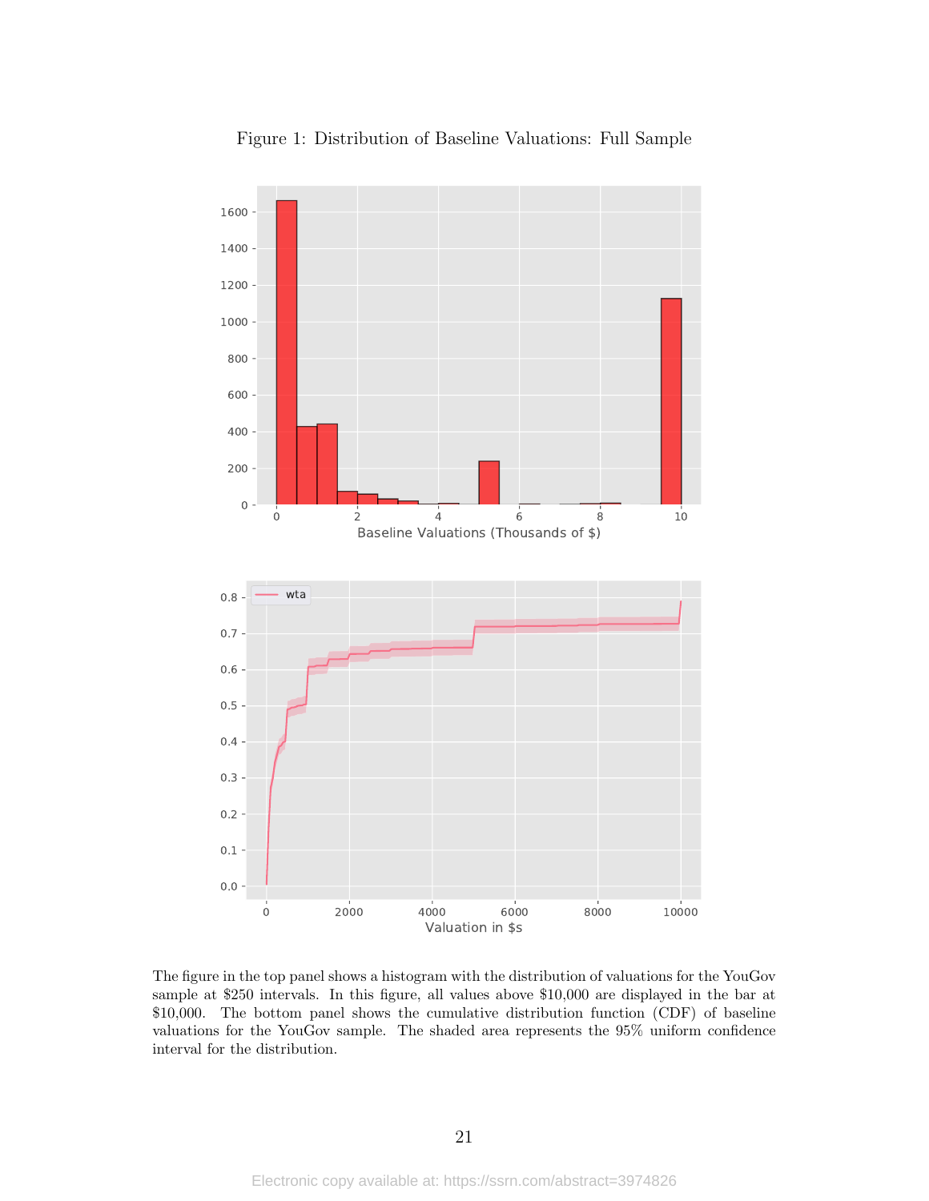Figure 1: Distribution of Baseline Valuations: Full Sample

The figure in the top panel shows a histogram with the distribution of valuations for the YouGov sample at $250 intervals. In this figure, all values above $10,000 are displayed in the bar at $10,000. The bottom panel shows the cumulative distribution function (CDF) of baseline valuations for the YouGov sample. The shaded area represents the 95% uniform confidence interval for the distribution.

Electronic copy available at: https://ssrn.com/abstract=3974826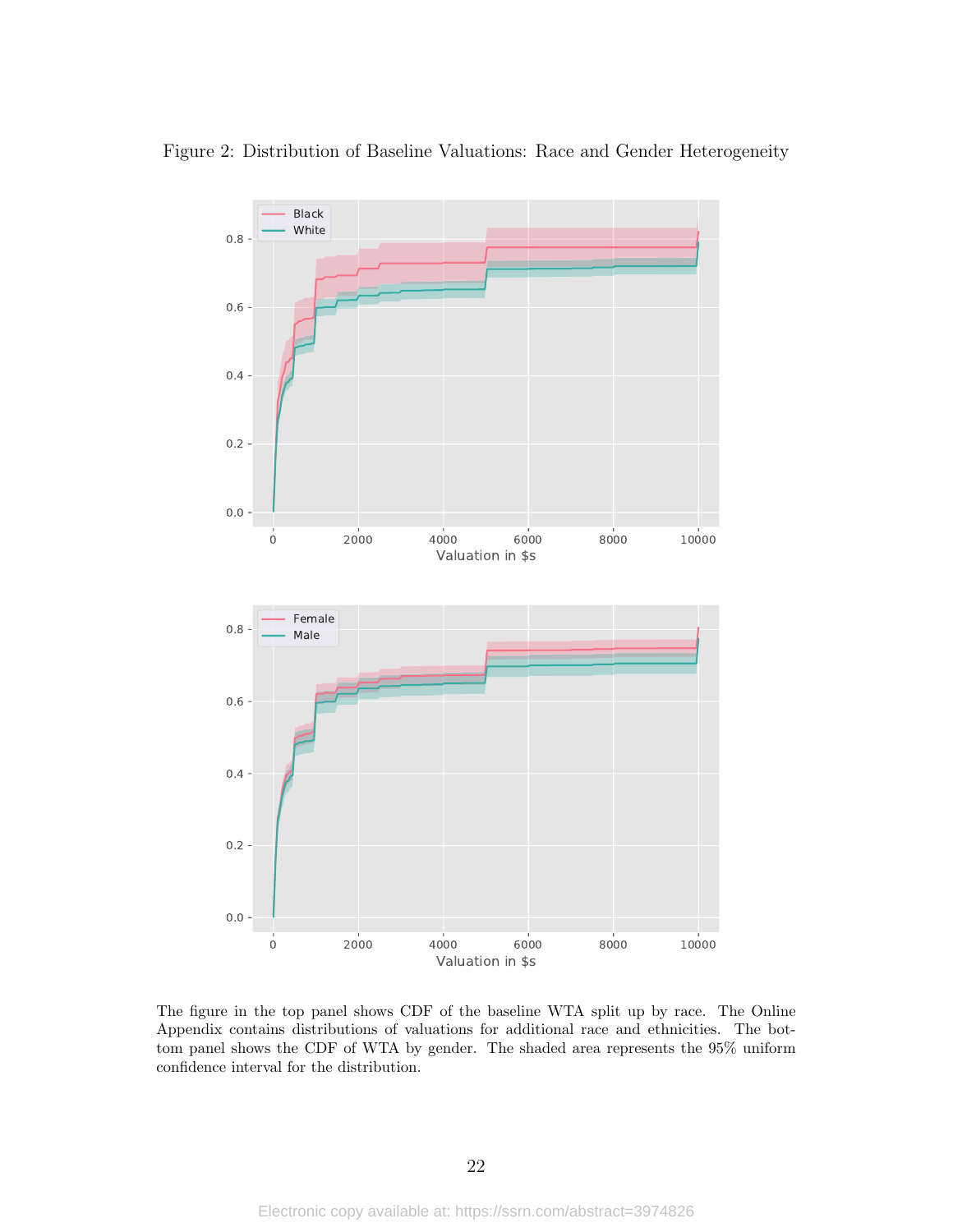Figure 2: Distribution of Baseline Valuations: Race and Gender Heterogeneity

The figure in the top panel shows CDF of the baseline WTA split up by race. The Online Appendix contains distributions of valuations for additional race and ethnicities. The bottom panel shows the CDF of WTA by gender. The shaded area represents the 95% uniform confidence interval for the distribution.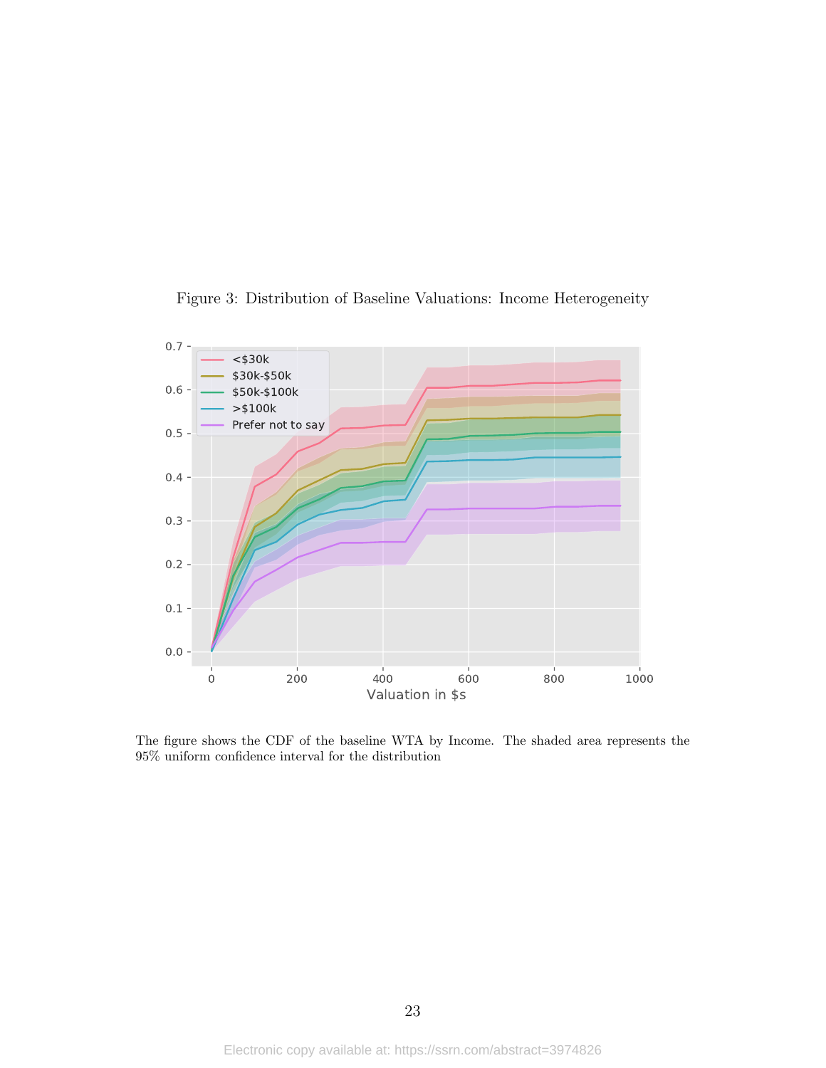Figure 3: Distribution of Baseline Valuations: Income Heterogeneity

The figure shows the CDF of the baseline WTA by Income. The shaded area represents the 95% uniform confidence interval for the distribution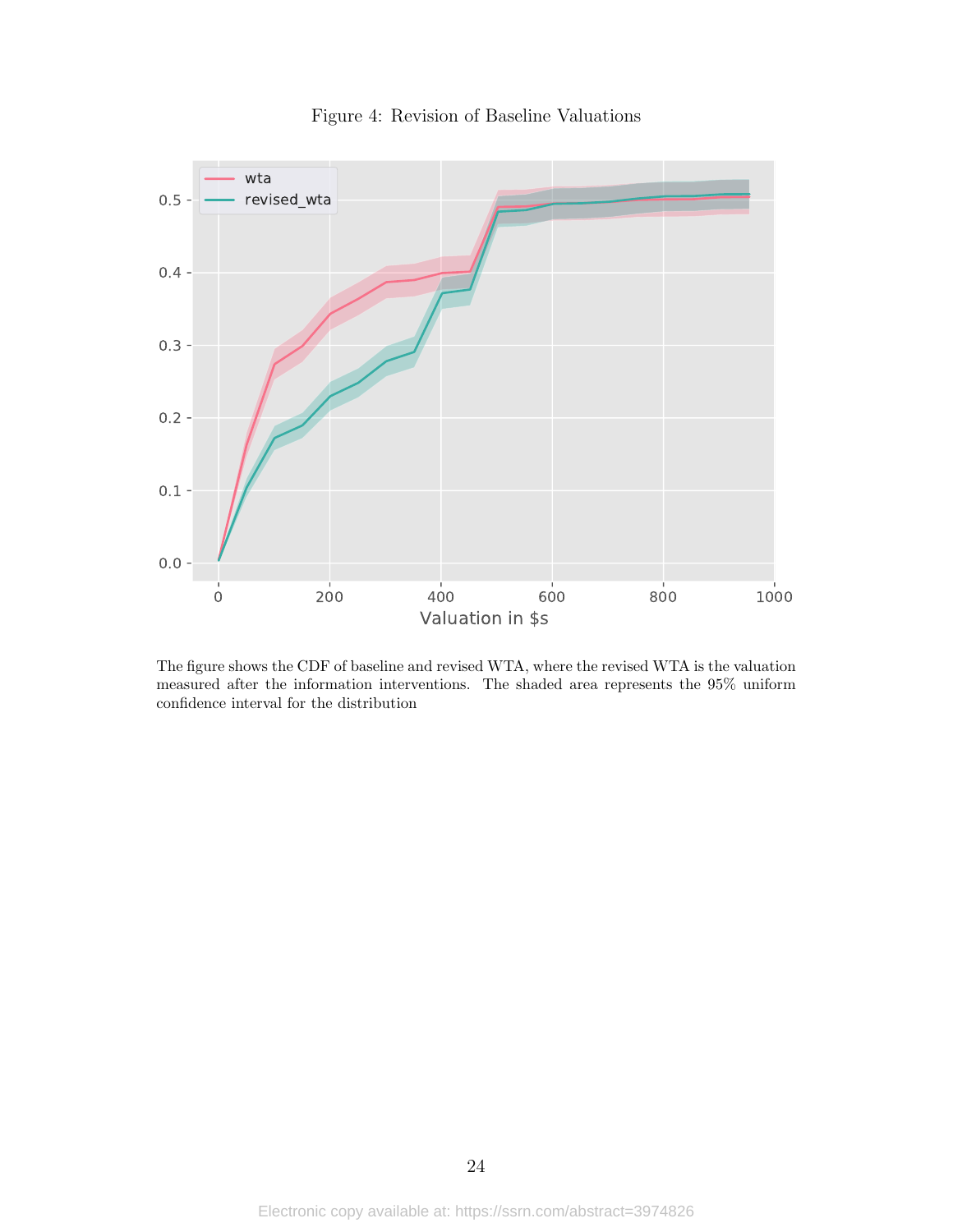Figure 4: Revision of Baseline Valuations

The figure shows the CDF of baseline and revised WTA, where the revised WTA is the valuation measured after the information interventions. The shaded area represents the 95% uniform confidence interval for the distribution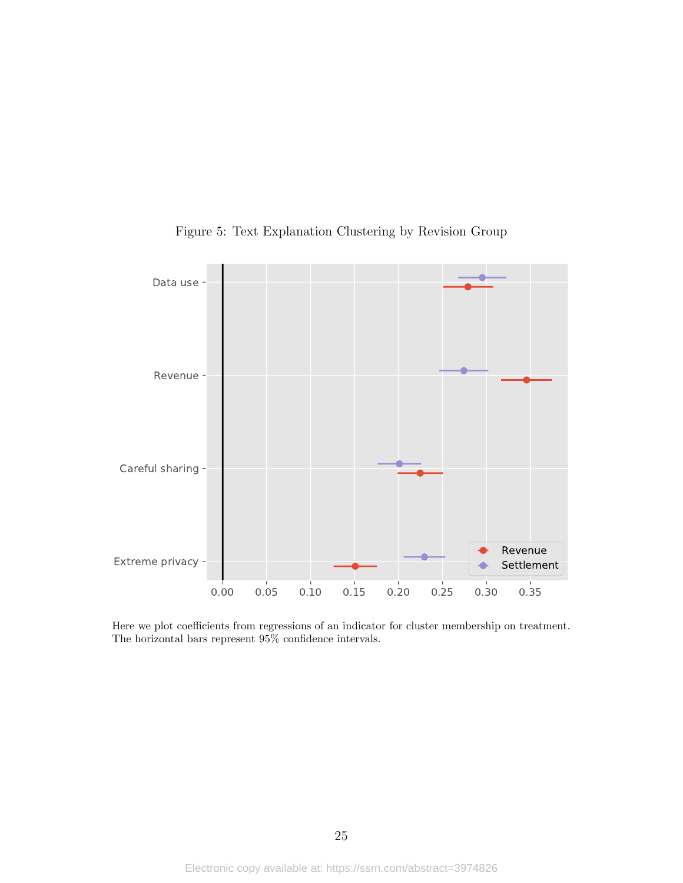Figure 5: Text Explanation Clustering by Revision Group

Here we plot coefficients from regressions of an indicator for cluster membership on treatment. The horizontal bars represent 95% confidence intervals.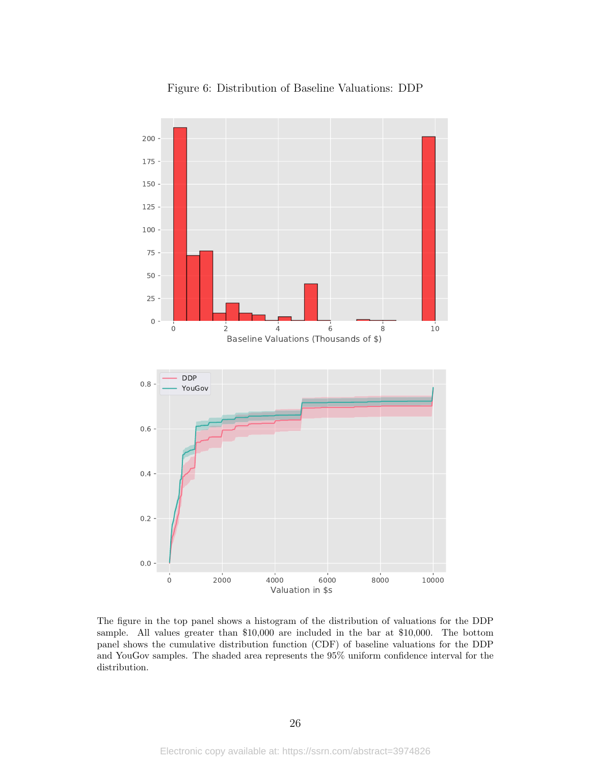Figure 6: Distribution of Baseline Valuations: DDP

The figure in the top panel shows a histogram of the distribution of valuations for the DDP sample. All values greater than $10,000 are included in the bar at $10,000. The bottom panel shows the cumulative distribution function (CDF) of baseline valuations for the DDP and YouGov samples. The shaded area represents the 95% uniform confidence interval for the distribution.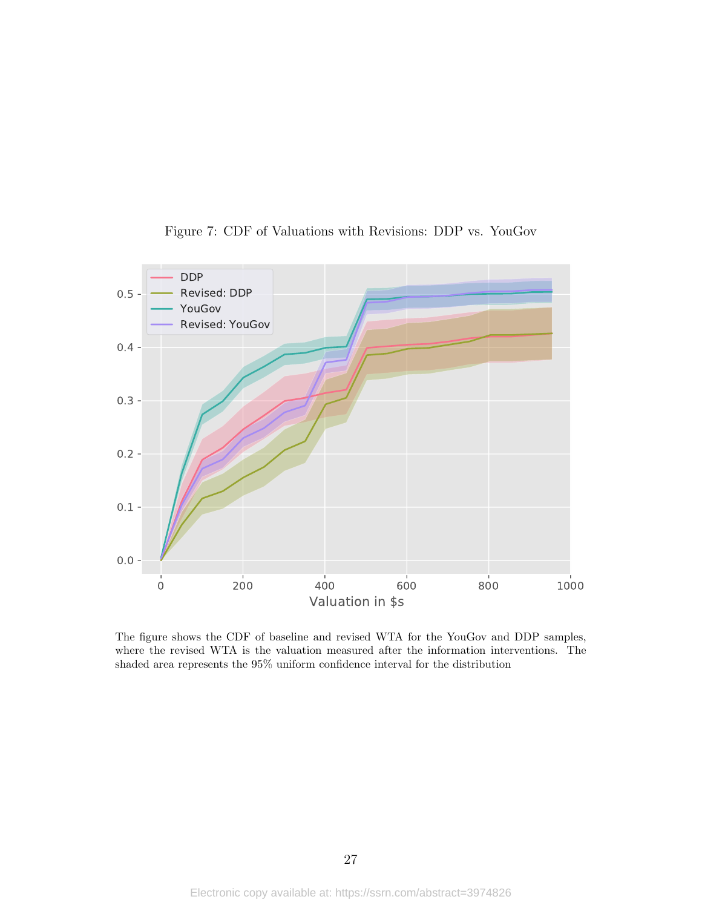Figure 7: CDF of Valuations with Revisions: DDP vs. YouGov

The figure shows the CDF of baseline and revised WTA for the YouGov and DDP samples, where the revised WTA is the valuation measured after the information interventions. The shaded area represents the 95% uniform confidence interval for the distribution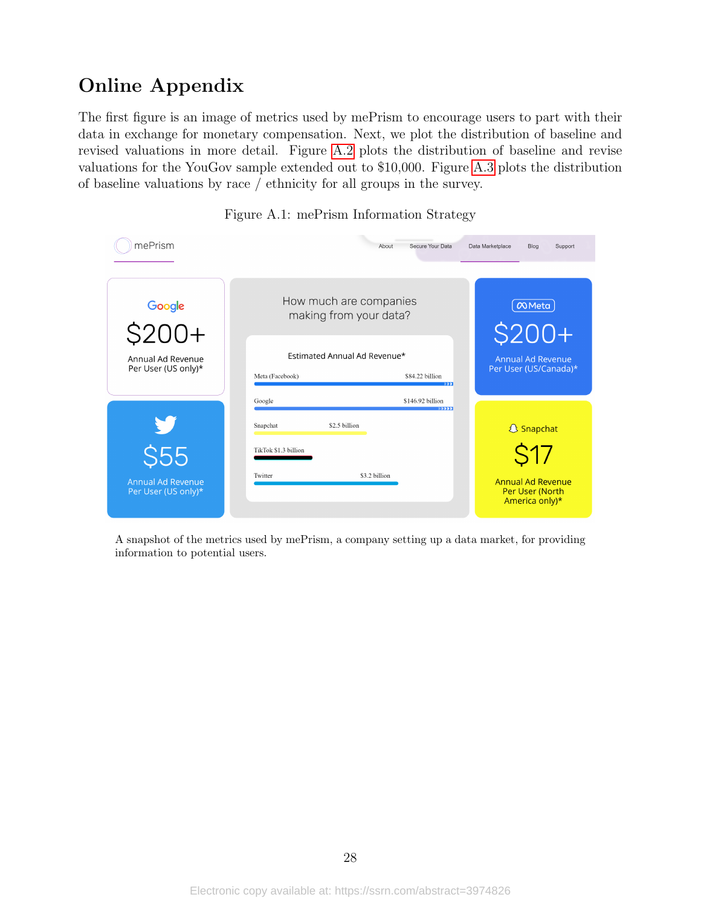# Online Appendix

The first figure is an image of metrics used by mePrism to encourage users to part with their data in exchange for monetary compensation. Next, we plot the distribution of baseline and revised valuations in more detail. Figure A.2 plots the distribution of baseline and revise valuations for the YouGov sample extended out to $10,000. Figure A.3 plots the distribution of baseline valuations by race / ethnicity for all groups in the survey.

Figure A.1: mePrism Information Strategy

A snapshot of the metrics used by mePrism, a company setting up a data market, for providing information to potential users.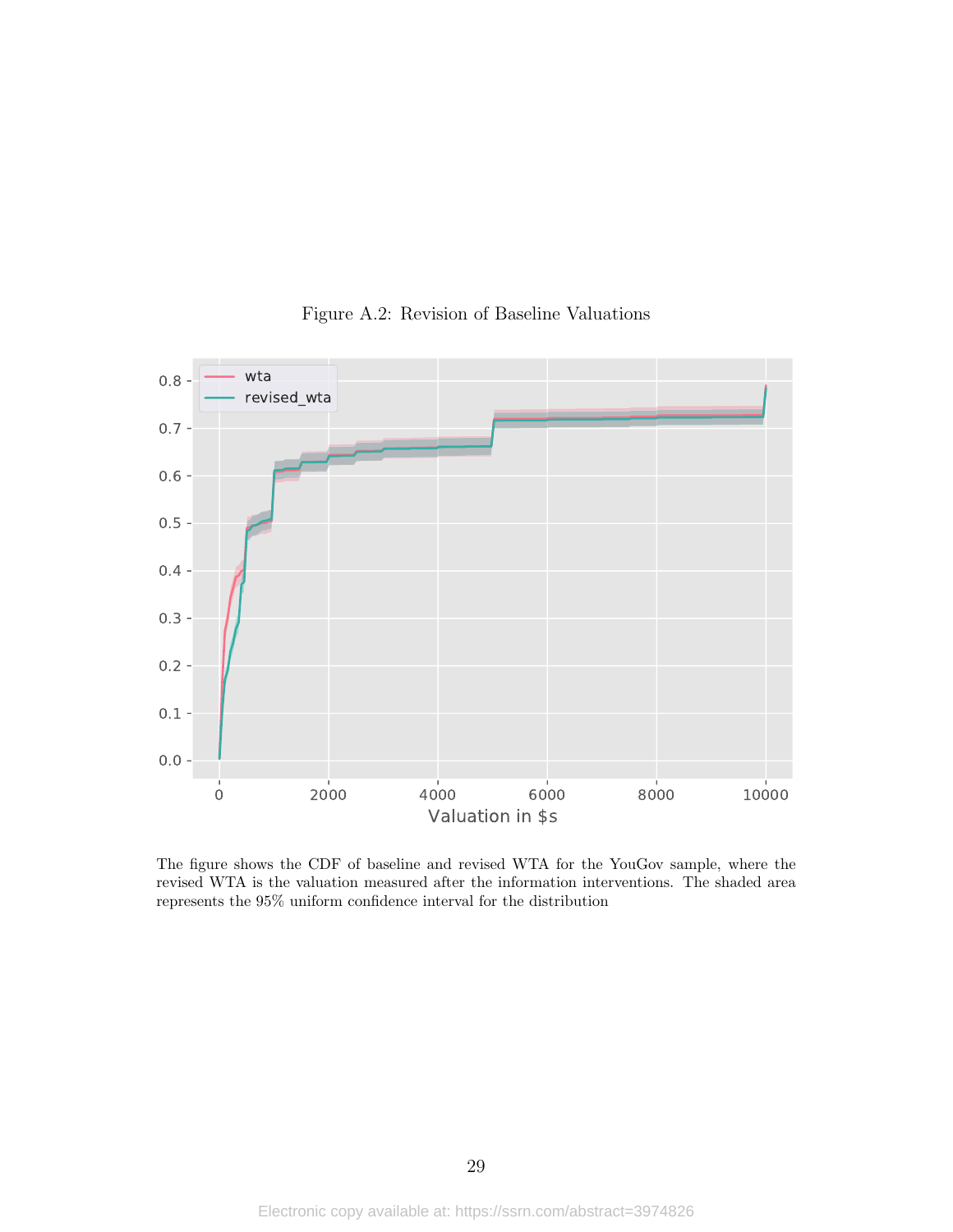Figure A.2: Revision of Baseline Valuations

The figure shows the CDF of baseline and revised WTA for the YouGov sample, where the revised WTA is the valuation measured after the information interventions. The shaded area represents the 95% uniform confidence interval for the distribution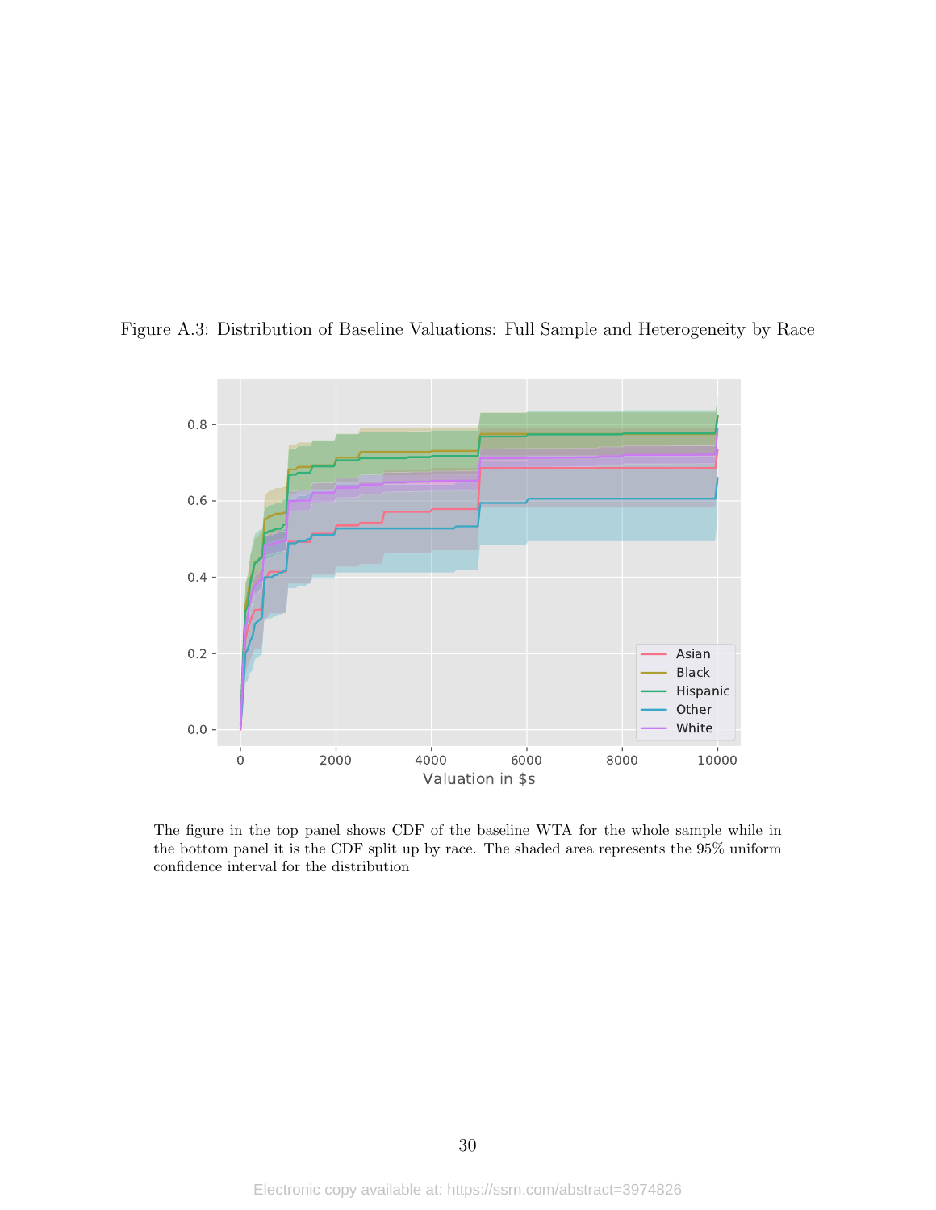Figure A.3: Distribution of Baseline Valuations: Full Sample and Heterogeneity by Race

The figure in the top panel shows CDF of the baseline WTA for the whole sample while in the bottom panel it is the CDF split up by race. The shaded area represents the 95% uniform confidence interval for the distribution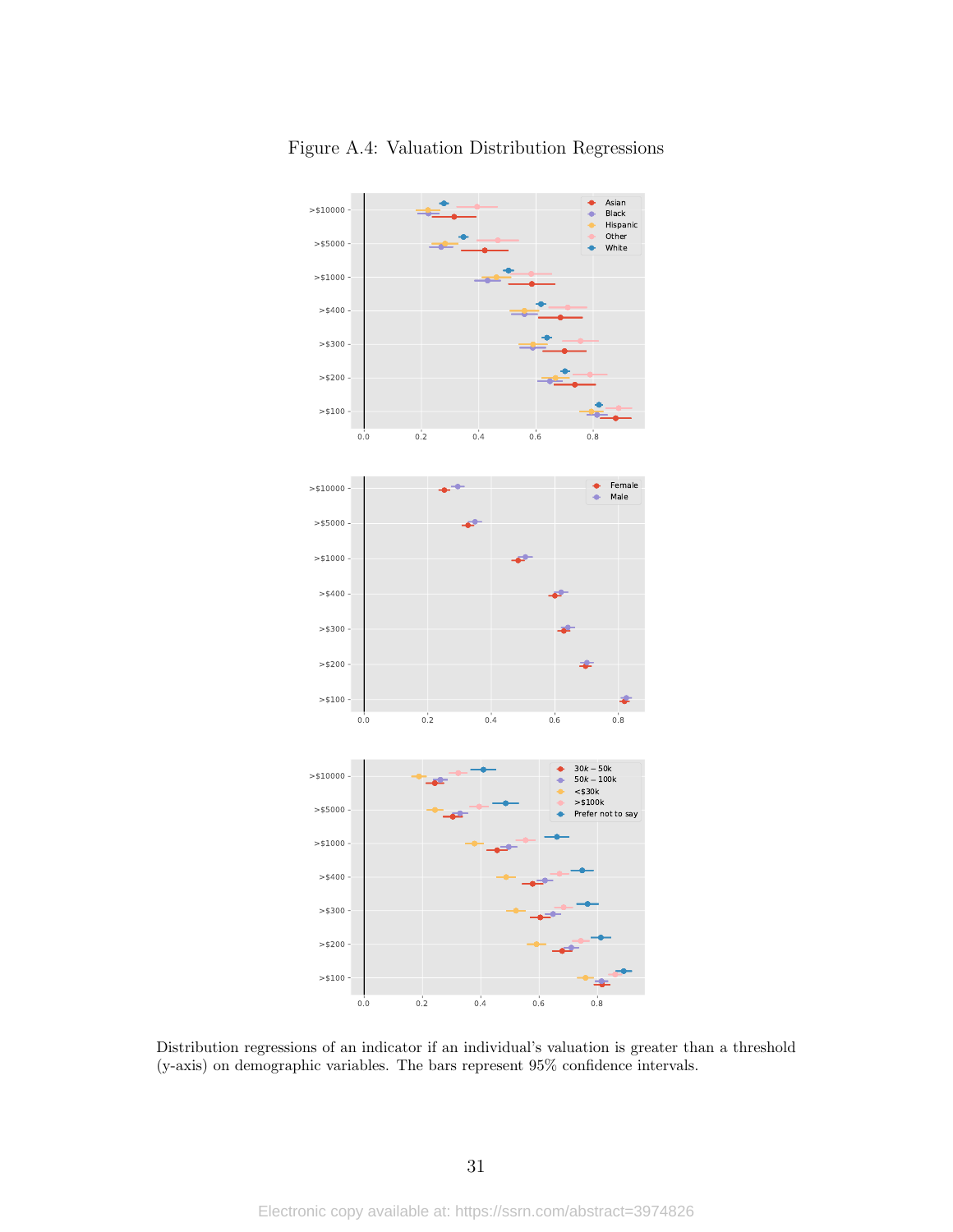Figure A.4: Valuation Distribution Regressions

Distribution regressions of an indicator if an individual's valuation is greater than a threshold (y-axis) on demographic variables. The bars represent 95% confidence intervals.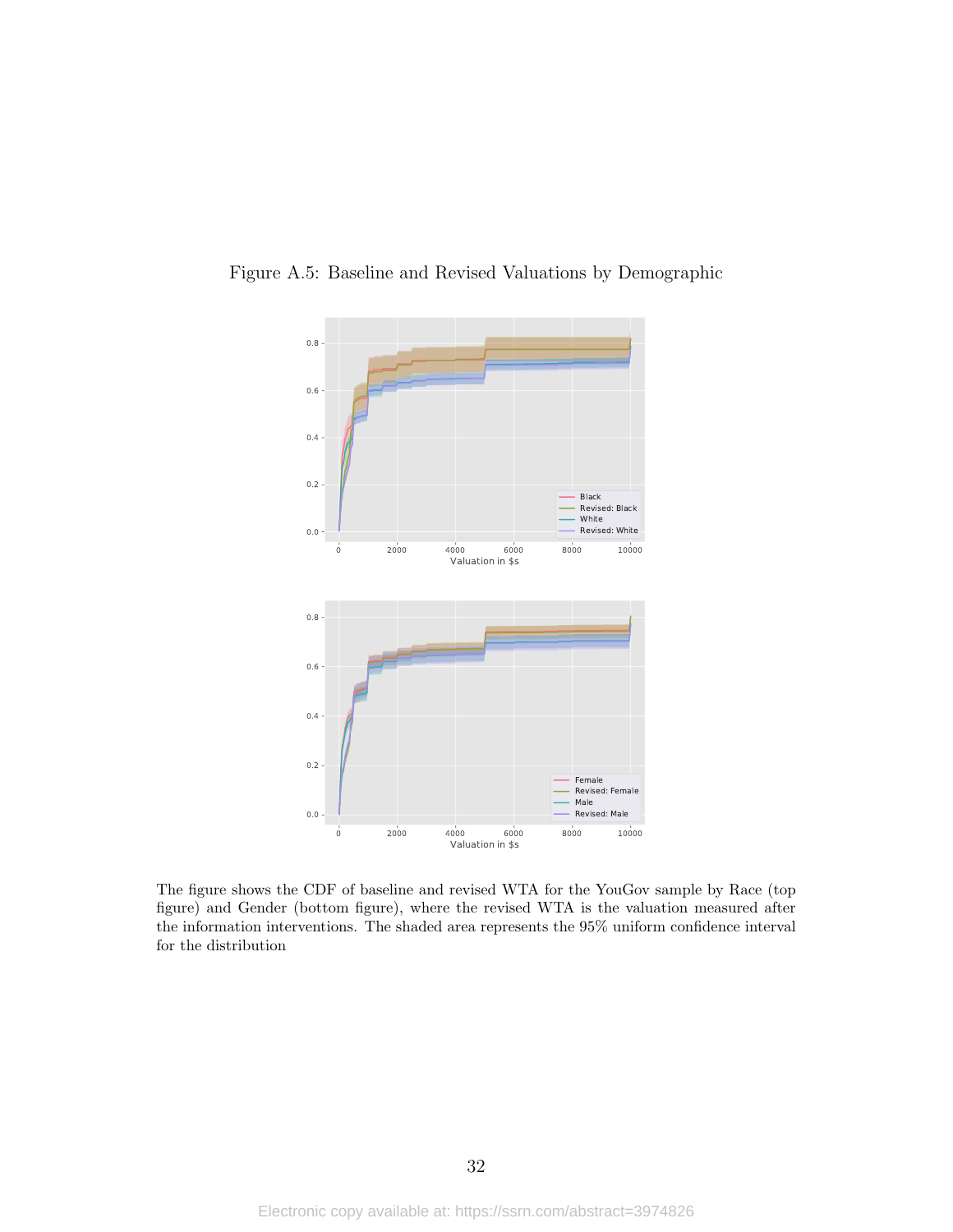Figure A.5: Baseline and Revised Valuations by Demographic

The figure shows the CDF of baseline and revised WTA for the YouGov sample by Race (top figure) and Gender (bottom figure), where the revised WTA is the valuation measured after the information interventions. The shaded area represents the 95% uniform confidence interval for the distribution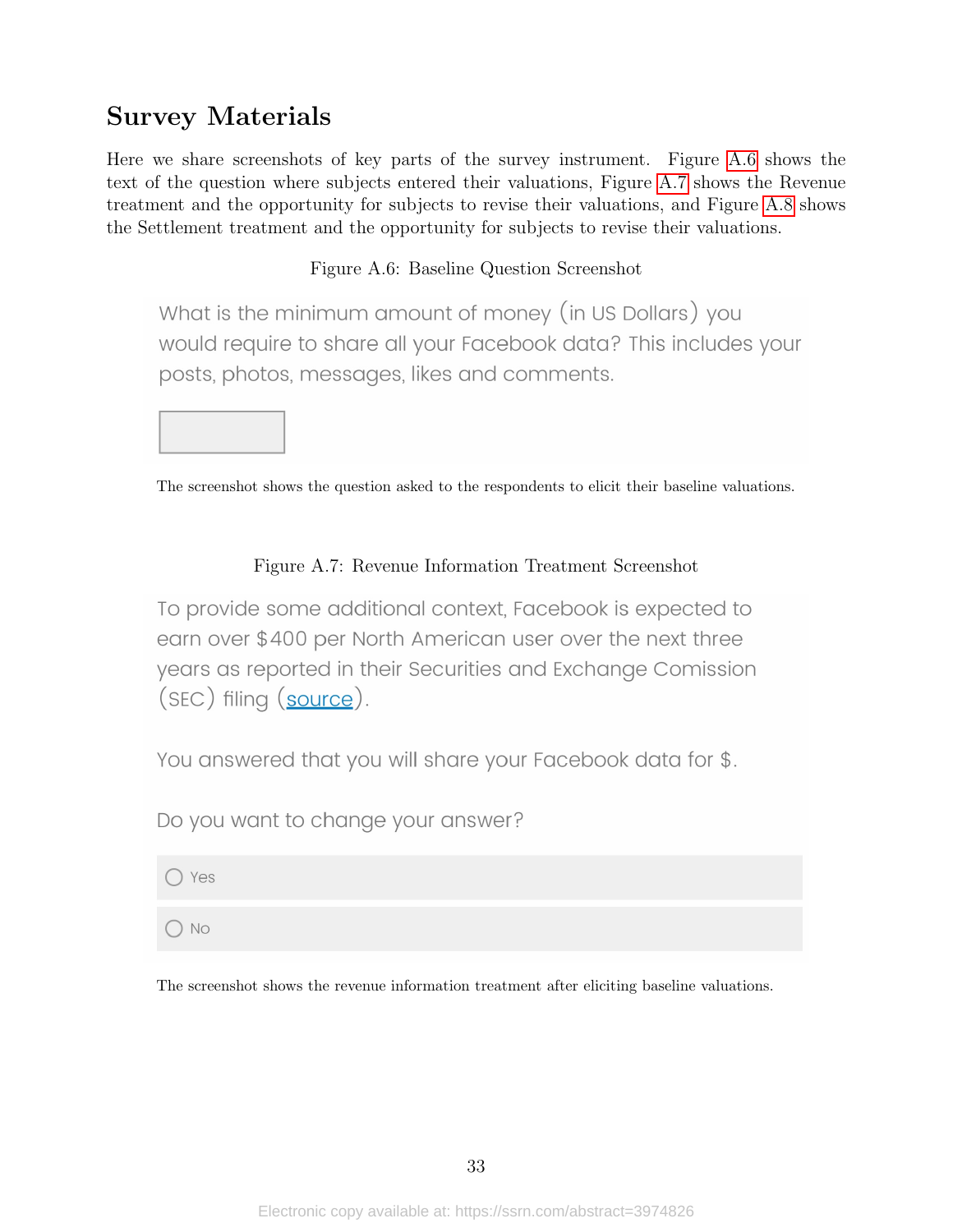## Survey Materials

Here we share screenshots of key parts of the survey instrument. Figure A.6 shows the text of the question where subjects entered their valuations, Figure A.7 shows the Revenue treatment and the opportunity for subjects to revise their valuations, and Figure A.8 shows the Settlement treatment and the opportunity for subjects to revise their valuations.

Figure A.6: Baseline Question Screenshot

What is the minimum amount of money (in US Dollars) you would require to share all your Facebook data? This includes your posts, photos, messages, likes and comments.

The screenshot shows the question asked to the respondents to elicit their baseline valuations.

Figure A.7: Revenue Information Treatment Screenshot

To provide some additional context, Facebook is expected to earn over $400 per North American user over the next three years as reported in their Securities and Exchange Comission (SEC) filing (source).

You answered that you will share your Facebook data for $.

Do you want to change your answer?

- Yes
- No

The screenshot shows the revenue information treatment after eliciting baseline valuations.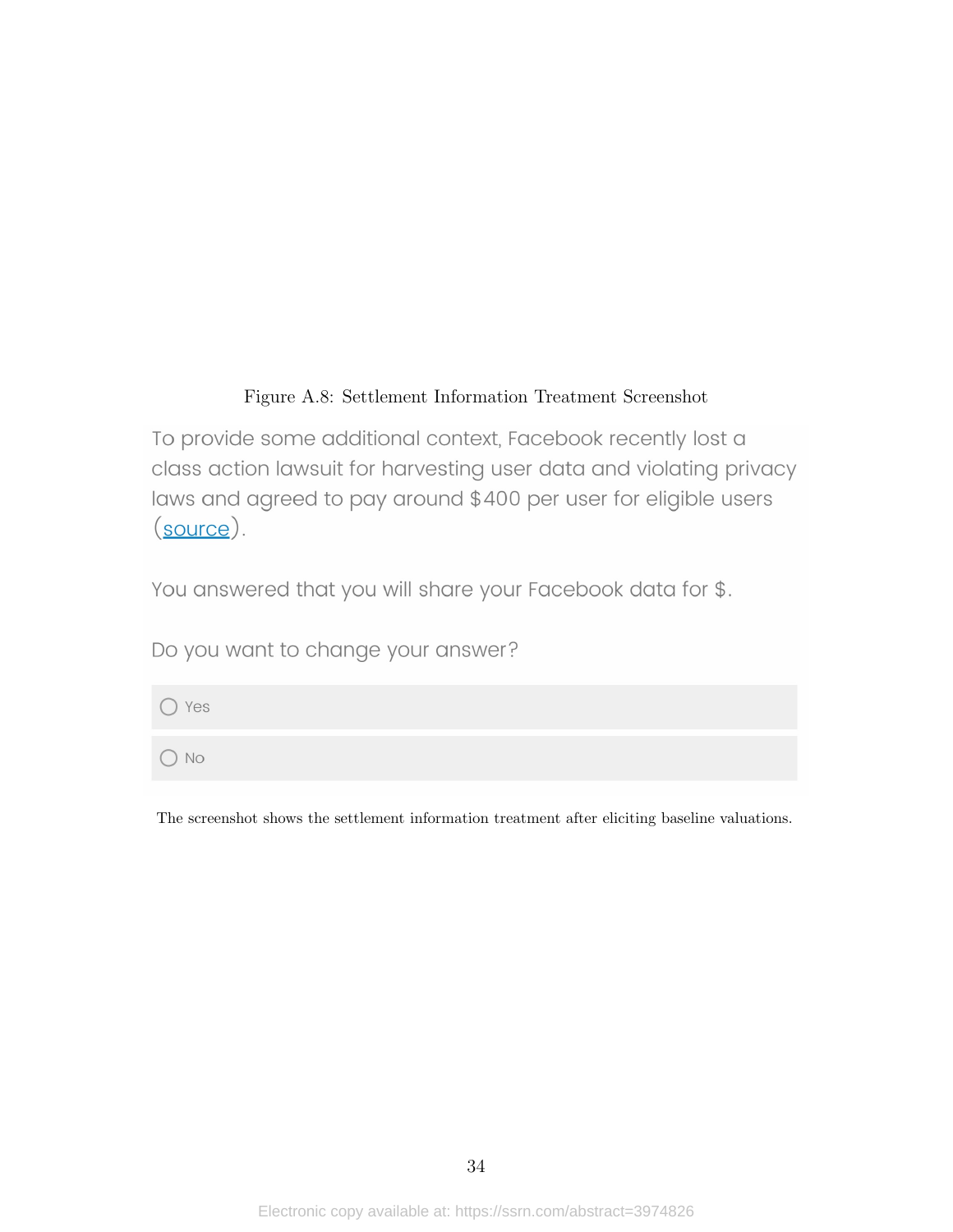Figure A.8: Settlement Information Treatment Screenshot

To provide some additional context, Facebook recently lost a class action lawsuit for harvesting user data and violating privacy laws and agreed to pay around $400 per user for eligible users (source).

You answered that you will share your Facebook data for $.

Do you want to change your answer?

- Yes
- No

The screenshot shows the settlement information treatment after eliciting baseline valuations.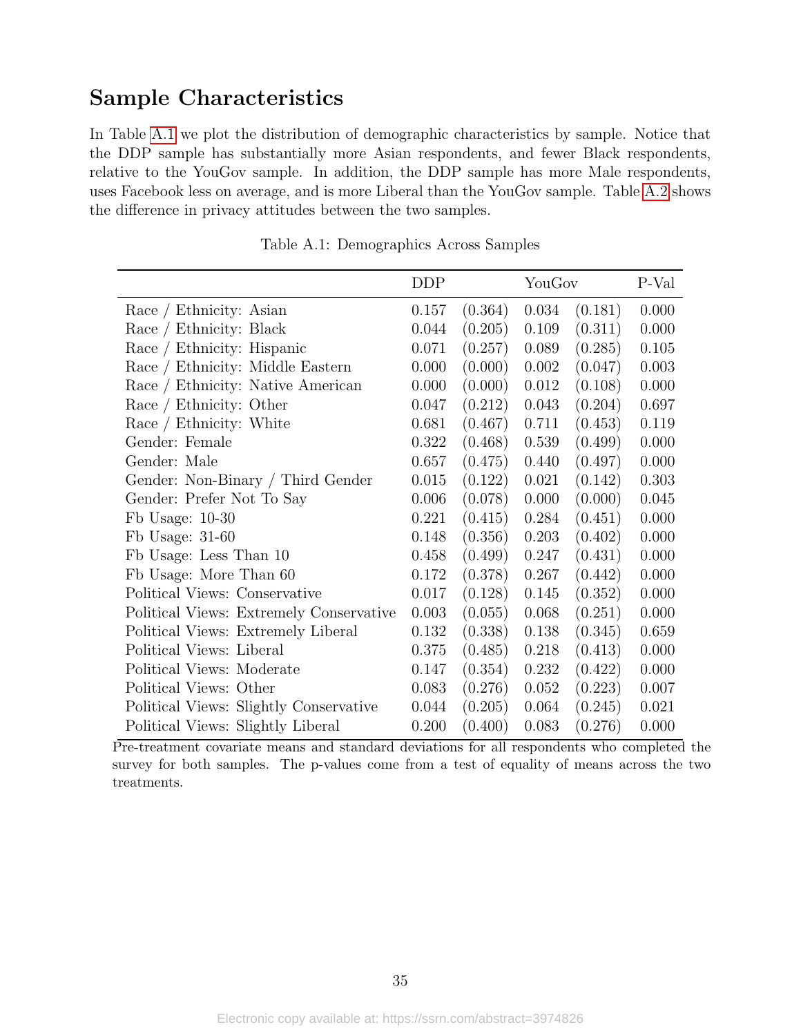## Sample Characteristics

In Table A.1 we plot the distribution of demographic characteristics by sample. Notice that the DDP sample has substantially more Asian respondents, and fewer Black respondents, relative to the YouGov sample. In addition, the DDP sample has more Male respondents, uses Facebook less on average, and is more Liberal than the YouGov sample. Table A.2 shows the difference in privacy attitudes between the two samples.

Table A.1: Demographics Across Samples

| | DDP | | YouGov | | P-Val |
|---|---|---|---|---|---|
| Race / Ethnicity: Asian | 0.157 | (0.364) | 0.034 | (0.181) | 0.000 |
| Race / Ethnicity: Black | 0.044 | (0.205) | 0.109 | (0.311) | 0.000 |
| Race / Ethnicity: Hispanic | 0.071 | (0.257) | 0.089 | (0.285) | 0.105 |
| Race / Ethnicity: Middle Eastern | 0.000 | (0.000) | 0.002 | (0.047) | 0.003 |
| Race / Ethnicity: Native American | 0.000 | (0.000) | 0.012 | (0.108) | 0.000 |
| Race / Ethnicity: Other | 0.047 | (0.212) | 0.043 | (0.204) | 0.697 |
| Race / Ethnicity: White | 0.681 | (0.467) | 0.711 | (0.453) | 0.119 |
| Gender: Female | 0.322 | (0.468) | 0.539 | (0.499) | 0.000 |
| Gender: Male | 0.657 | (0.475) | 0.440 | (0.497) | 0.000 |
| Gender: Non-Binary / Third Gender | 0.015 | (0.122) | 0.021 | (0.142) | 0.303 |
| Gender: Prefer Not To Say | 0.006 | (0.078) | 0.000 | (0.000) | 0.045 |
| Fb Usage: 10-30 | 0.221 | (0.415) | 0.284 | (0.451) | 0.000 |
| Fb Usage: 31-60 | 0.148 | (0.356) | 0.203 | (0.402) | 0.000 |
| Fb Usage: Less Than 10 | 0.458 | (0.499) | 0.247 | (0.431) | 0.000 |
| Fb Usage: More Than 60 | 0.172 | (0.378) | 0.267 | (0.442) | 0.000 |
| Political Views: Conservative | 0.017 | (0.128) | 0.145 | (0.352) | 0.000 |
| Political Views: Extremely Conservative | 0.003 | (0.055) | 0.068 | (0.251) | 0.000 |
| Political Views: Extremely Liberal | 0.132 | (0.338) | 0.138 | (0.345) | 0.659 |
| Political Views: Liberal | 0.375 | (0.485) | 0.218 | (0.413) | 0.000 |
| Political Views: Moderate | 0.147 | (0.354) | 0.232 | (0.422) | 0.000 |
| Political Views: Other | 0.083 | (0.276) | 0.052 | (0.223) | 0.007 |
| Political Views: Slightly Conservative | 0.044 | (0.205) | 0.064 | (0.245) | 0.021 |
| Political Views: Slightly Liberal | 0.200 | (0.400) | 0.083 | (0.276) | 0.000 |

Pre-treatment covariate means and standard deviations for all respondents who completed the survey for both samples. The p-values come from a test of equality of means across the two treatments.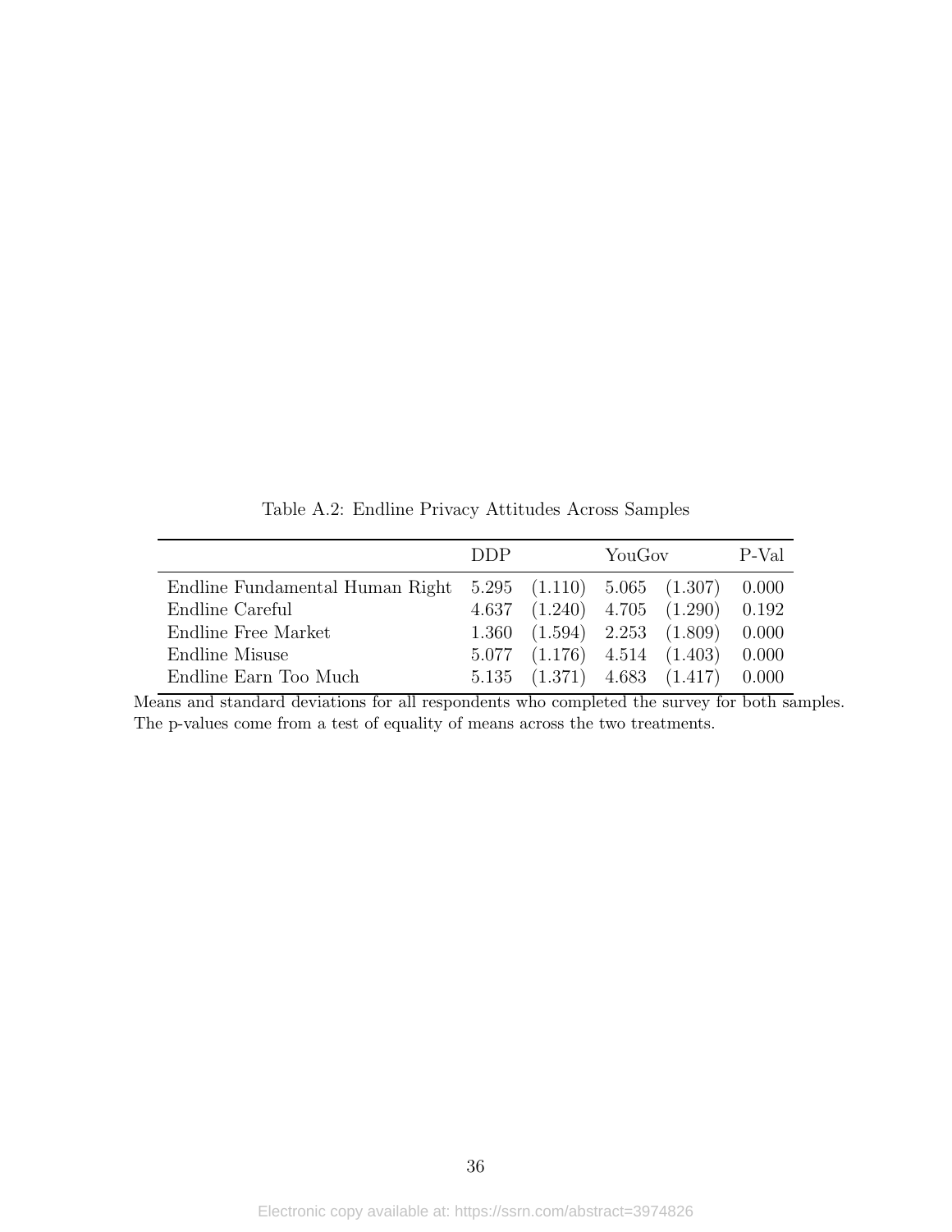Table A.2: Endline Privacy Attitudes Across Samples

| | DDP | | YouGov | | P-Val |
|---|---|---|---|---|---|
| Endline Fundamental Human Right | 5.295 | (1.110) | 5.065 | (1.307) | 0.000 |
| Endline Careful | 4.637 | (1.240) | 4.705 | (1.290) | 0.192 |
| Endline Free Market | 1.360 | (1.594) | 2.253 | (1.809) | 0.000 |
| Endline Misuse | 5.077 | (1.176) | 4.514 | (1.403) | 0.000 |
| Endline Earn Too Much | 5.135 | (1.371) | 4.683 | (1.417) | 0.000 |

Means and standard deviations for all respondents who completed the survey for both samples. The p-values come from a test of equality of means across the two treatments.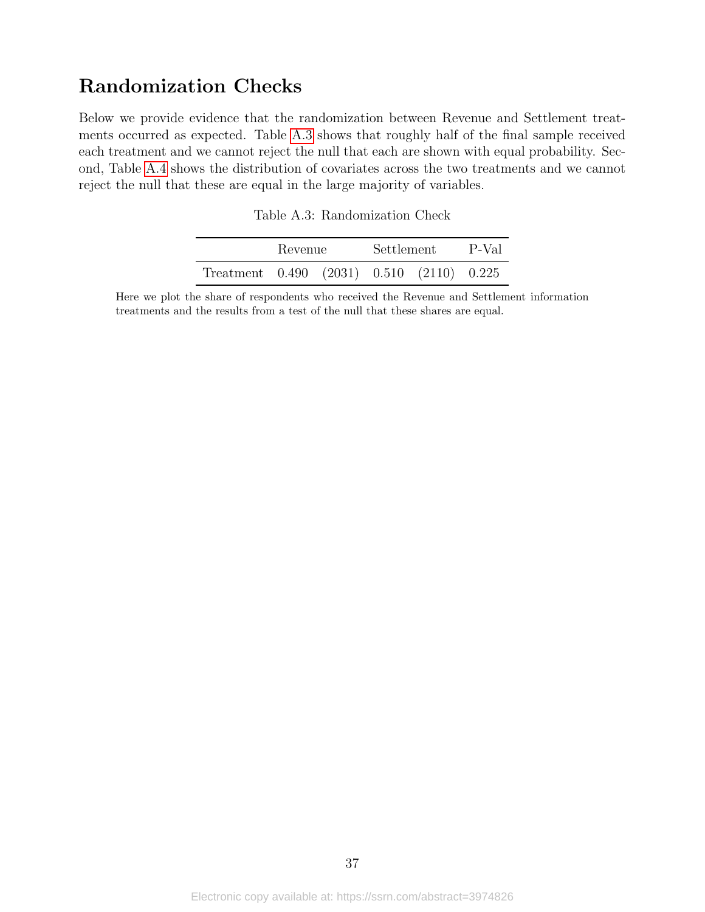## Randomization Checks

Below we provide evidence that the randomization between Revenue and Settlement treatments occurred as expected. Table A.3 shows that roughly half of the final sample received each treatment and we cannot reject the null that each are shown with equal probability. Second, Table A.4 shows the distribution of covariates across the two treatments and we cannot reject the null that these are equal in the large majority of variables.

Table A.3: Randomization Check

| | Revenue | | Settlement | | P-Val |
|---|---|---|---|---|---|
| Treatment | 0.490 | (2031) | 0.510 | (2110) | 0.225 |

Here we plot the share of respondents who received the Revenue and Settlement information treatments and the results from a test of the null that these shares are equal.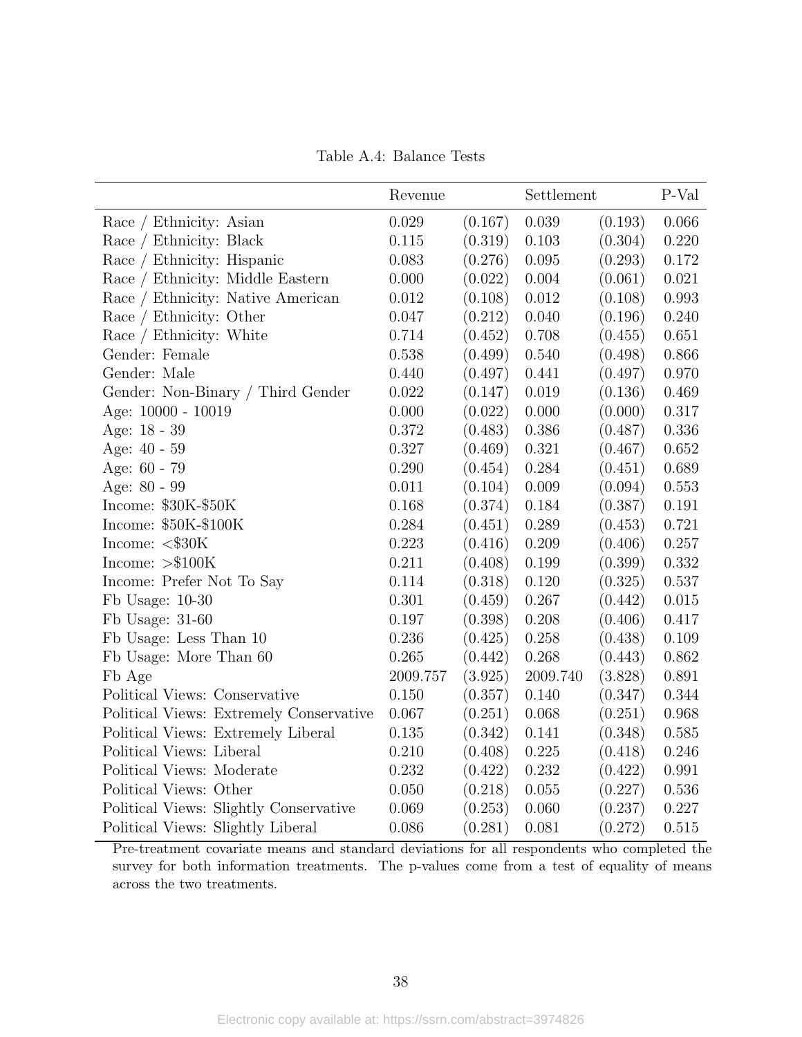Table A.4: Balance Tests

| | Revenue | | Settlement | | P-Val |
|---|---|---|---|---|---|
| Race / Ethnicity: Asian | 0.029 | (0.167) | 0.039 | (0.193) | 0.066 |
| Race / Ethnicity: Black | 0.115 | (0.319) | 0.103 | (0.304) | 0.220 |
| Race / Ethnicity: Hispanic | 0.083 | (0.276) | 0.095 | (0.293) | 0.172 |
| Race / Ethnicity: Middle Eastern | 0.000 | (0.022) | 0.004 | (0.061) | 0.021 |
| Race / Ethnicity: Native American | 0.012 | (0.108) | 0.012 | (0.108) | 0.993 |
| Race / Ethnicity: Other | 0.047 | (0.212) | 0.040 | (0.196) | 0.240 |
| Race / Ethnicity: White | 0.714 | (0.452) | 0.708 | (0.455) | 0.651 |
| Gender: Female | 0.538 | (0.499) | 0.540 | (0.498) | 0.866 |
| Gender: Male | 0.440 | (0.497) | 0.441 | (0.497) | 0.970 |
| Gender: Non-Binary / Third Gender | 0.022 | (0.147) | 0.019 | (0.136) | 0.469 |
| Age: 10000 - 10019 | 0.000 | (0.022) | 0.000 | (0.000) | 0.317 |
| Age: 18 - 39 | 0.372 | (0.483) | 0.386 | (0.487) | 0.336 |
| Age: 40 - 59 | 0.327 | (0.469) | 0.321 | (0.467) | 0.652 |
| Age: 60 - 79 | 0.290 | (0.454) | 0.284 | (0.451) | 0.689 |
| Age: 80 - 99 | 0.011 | (0.104) | 0.009 | (0.094) | 0.553 |
| Income: \$30K-\$50K | 0.168 | (0.374) | 0.184 | (0.387) | 0.191 |
| Income: \$50K-\$100K | 0.284 | (0.451) | 0.289 | (0.453) | 0.721 |
| Income: <\$30K | 0.223 | (0.416) | 0.209 | (0.406) | 0.257 |
| Income: >\$100K | 0.211 | (0.408) | 0.199 | (0.399) | 0.332 |
| Income: Prefer Not To Say | 0.114 | (0.318) | 0.120 | (0.325) | 0.537 |
| Fb Usage: 10-30 | 0.301 | (0.459) | 0.267 | (0.442) | 0.015 |
| Fb Usage: 31-60 | 0.197 | (0.398) | 0.208 | (0.406) | 0.417 |
| Fb Usage: Less Than 10 | 0.236 | (0.425) | 0.258 | (0.438) | 0.109 |
| Fb Usage: More Than 60 | 0.265 | (0.442) | 0.268 | (0.443) | 0.862 |
| Fb Age | 2009.757 | (3.925) | 2009.740 | (3.828) | 0.891 |
| Political Views: Conservative | 0.150 | (0.357) | 0.140 | (0.347) | 0.344 |
| Political Views: Extremely Conservative | 0.067 | (0.251) | 0.068 | (0.251) | 0.968 |
| Political Views: Extremely Liberal | 0.135 | (0.342) | 0.141 | (0.348) | 0.585 |
| Political Views: Liberal | 0.210 | (0.408) | 0.225 | (0.418) | 0.246 |
| Political Views: Moderate | 0.232 | (0.422) | 0.232 | (0.422) | 0.991 |
| Political Views: Other | 0.050 | (0.218) | 0.055 | (0.227) | 0.536 |
| Political Views: Slightly Conservative | 0.069 | (0.253) | 0.060 | (0.237) | 0.227 |
| Political Views: Slightly Liberal | 0.086 | (0.281) | 0.081 | (0.272) | 0.515 |

Pre-treatment covariate means and standard deviations for all respondents who completed the survey for both information treatments. The p-values come from a test of equality of means across the two treatments.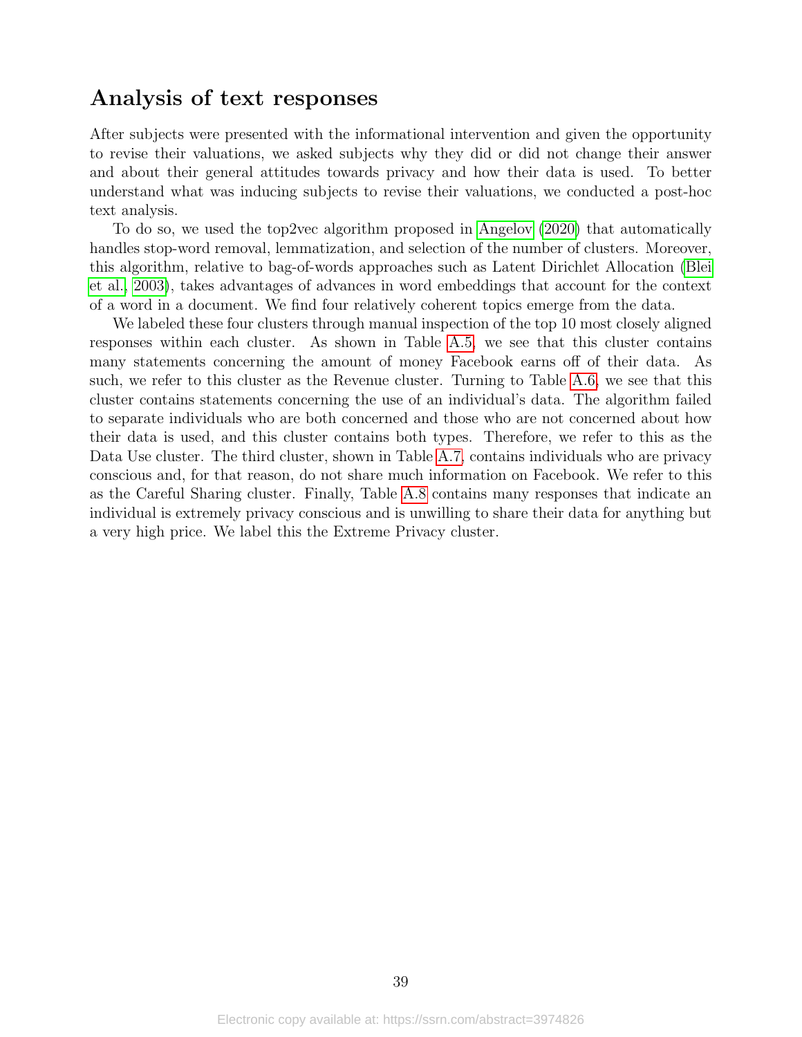## Analysis of text responses

After subjects were presented with the informational intervention and given the opportunity to revise their valuations, we asked subjects why they did or did not change their answer and about their general attitudes towards privacy and how their data is used. To better understand what was inducing subjects to revise their valuations, we conducted a post-hoc text analysis.

To do so, we used the top2vec algorithm proposed in Angelov (2020) that automatically handles stop-word removal, lemmatization, and selection of the number of clusters. Moreover, this algorithm, relative to bag-of-words approaches such as Latent Dirichlet Allocation (Blei et al., 2003), takes advantages of advances in word embeddings that account for the context of a word in a document. We find four relatively coherent topics emerge from the data.

We labeled these four clusters through manual inspection of the top 10 most closely aligned responses within each cluster. As shown in Table A.5, we see that this cluster contains many statements concerning the amount of money Facebook earns off of their data. As such, we refer to this cluster as the Revenue cluster. Turning to Table A.6, we see that this cluster contains statements concerning the use of an individual's data. The algorithm failed to separate individuals who are both concerned and those who are not concerned about how their data is used, and this cluster contains both types. Therefore, we refer to this as the Data Use cluster. The third cluster, shown in Table A.7, contains individuals who are privacy conscious and, for that reason, do not share much information on Facebook. We refer to this as the Careful Sharing cluster. Finally, Table A.8 contains many responses that indicate an individual is extremely privacy conscious and is unwilling to share their data for anything but a very high price. We label this the Extreme Privacy cluster.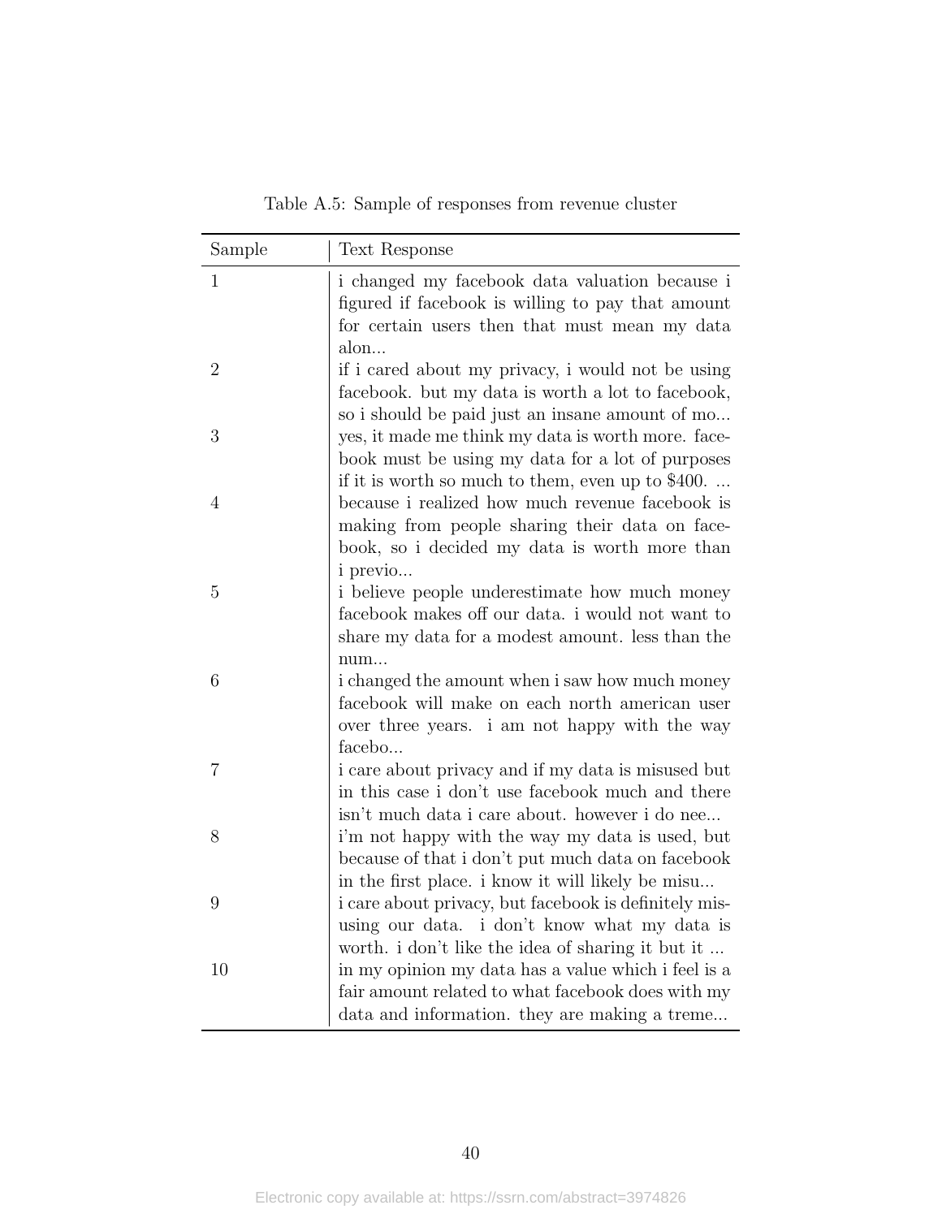Table A.5: Sample of responses from revenue cluster

| Sample | Text Response |
|---|---|
| 1 | i changed my facebook data valuation because i figured if facebook is willing to pay that amount for certain users then that must mean my data alon... |
| 2 | if i cared about my privacy, i would not be using facebook. but my data is worth a lot to facebook, so i should be paid just an insane amount of mo... |
| 3 | yes, it made me think my data is worth more. facebook must be using my data for a lot of purposes if it is worth so much to them, even up to $400. ... |
| 4 | because i realized how much revenue facebook is making from people sharing their data on facebook, so i decided my data is worth more than i previo... |
| 5 | i believe people underestimate how much money facebook makes off our data. i would not want to share my data for a modest amount. less than the num... |
| 6 | i changed the amount when i saw how much money facebook will make on each north american user over three years. i am not happy with the way facebo... |
| 7 | i care about privacy and if my data is misused but in this case i don't use facebook much and there isn't much data i care about. however i do nee... |
| 8 | i'm not happy with the way my data is used, but because of that i don't put much data on facebook in the first place. i know it will likely be misu... |
| 9 | i care about privacy, but facebook is definitely misusing our data. i don't know what my data is worth. i don't like the idea of sharing it but it ... |
| 10 | in my opinion my data has a value which i feel is a fair amount related to what facebook does with my data and information. they are making a treme... |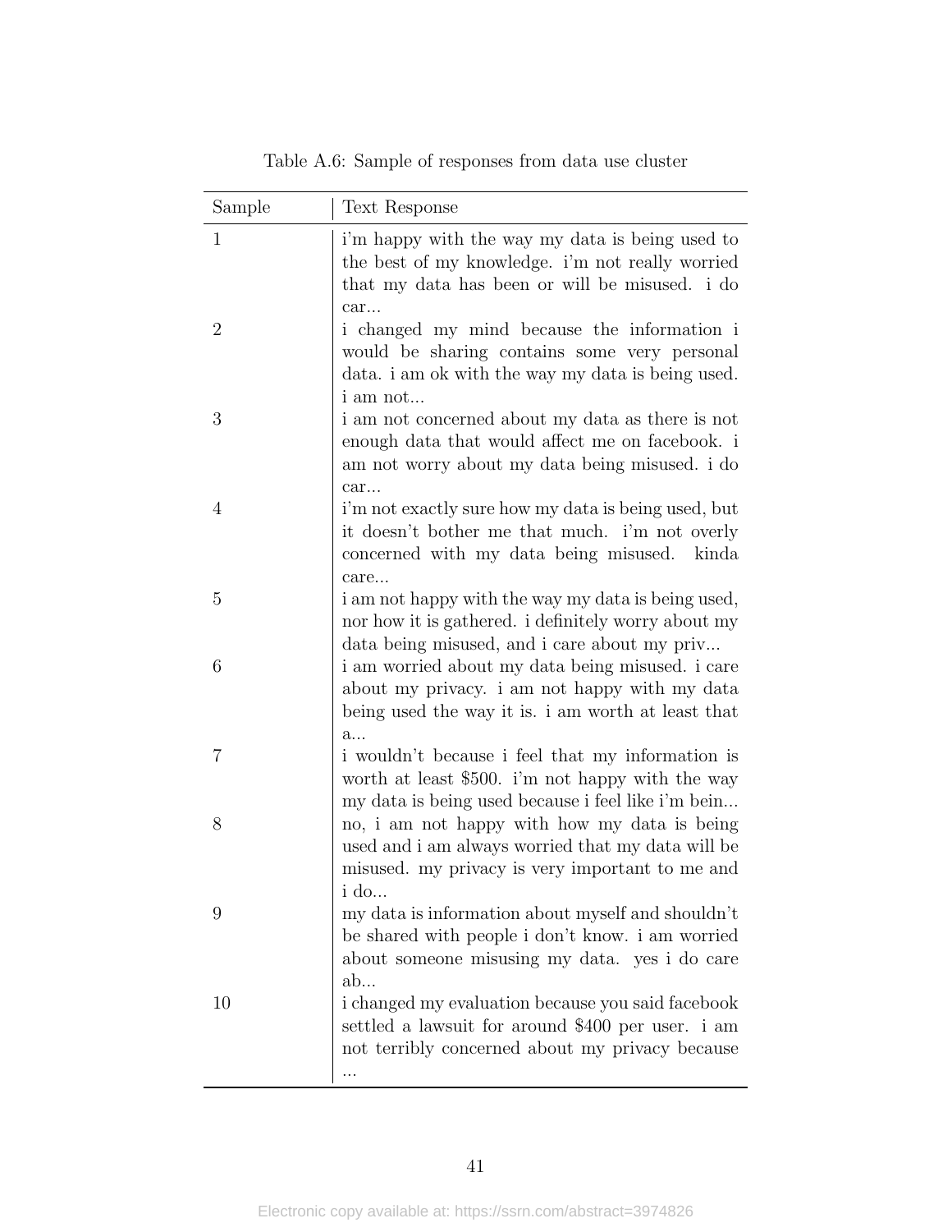Table A.6: Sample of responses from data use cluster

| Sample | Text Response |
|---|---|
| 1 | i'm happy with the way my data is being used to the best of my knowledge. i'm not really worried that my data has been or will be misused. i do car... |
| 2 | i changed my mind because the information i would be sharing contains some very personal data. i am ok with the way my data is being used. i am not... |
| 3 | i am not concerned about my data as there is not enough data that would affect me on facebook. i am not worry about my data being misused. i do car... |
| 4 | i'm not exactly sure how my data is being used, but it doesn't bother me that much. i'm not overly concerned with my data being misused. kinda care... |
| 5 | i am not happy with the way my data is being used, nor how it is gathered. i definitely worry about my data being misused, and i care about my priv... |
| 6 | i am worried about my data being misused. i care about my privacy. i am not happy with my data being used the way it is. i am worth at least that a... |
| 7 | i wouldn't because i feel that my information is worth at least $500. i'm not happy with the way my data is being used because i feel like i'm bein... |
| 8 | no, i am not happy with how my data is being used and i am always worried that my data will be misused. my privacy is very important to me and i do... |
| 9 | my data is information about myself and shouldn't be shared with people i don't know. i am worried about someone misusing my data. yes i do care ab... |
| 10 | i changed my evaluation because you said facebook settled a lawsuit for around $400 per user. i am not terribly concerned about my privacy because ... |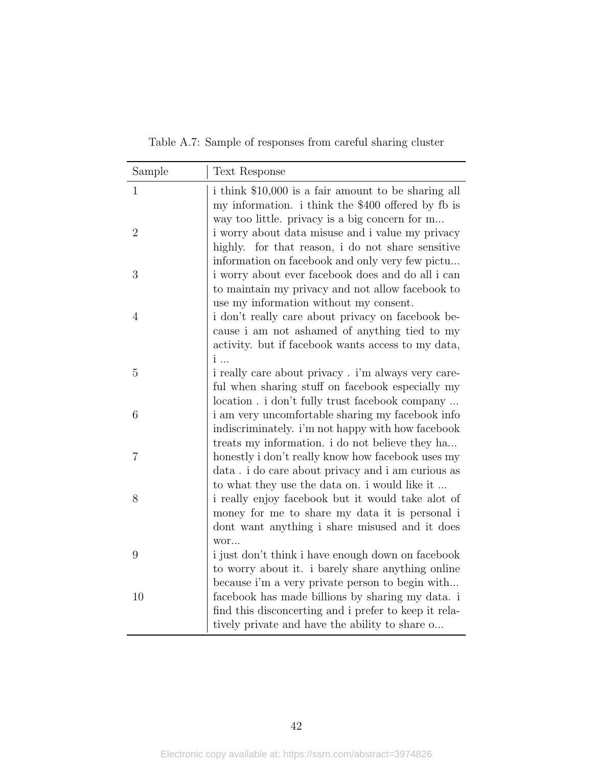Table A.7: Sample of responses from careful sharing cluster

| Sample | Text Response |
|---|---|
| 1 | i think $10,000 is a fair amount to be sharing all my information. i think the $400 offered by fb is way too little. privacy is a big concern for m... |
| 2 | i worry about data misuse and i value my privacy highly. for that reason, i do not share sensitive information on facebook and only very few pictu... |
| 3 | i worry about ever facebook does and do all i can to maintain my privacy and not allow facebook to use my information without my consent. |
| 4 | i don't really care about privacy on facebook because i am not ashamed of anything tied to my activity. but if facebook wants access to my data, i ... |
| 5 | i really care about privacy . i'm always very careful when sharing stuff on facebook especially my location . i don't fully trust facebook company ... |
| 6 | i am very uncomfortable sharing my facebook info indiscriminately. i'm not happy with how facebook treats my information. i do not believe they ha... |
| 7 | honestly i don't really know how facebook uses my data . i do care about privacy and i am curious as to what they use the data on. i would like it ... |
| 8 | i really enjoy facebook but it would take alot of money for me to share my data it is personal i dont want anything i share misused and it does wor... |
| 9 | i just don't think i have enough down on facebook to worry about it. i barely share anything online because i'm a very private person to begin with... |
| 10 | facebook has made billions by sharing my data. i find this disconcerting and i prefer to keep it relatively private and have the ability to share o... |

Electronic copy available at: https://ssrn.com/abstract=3974826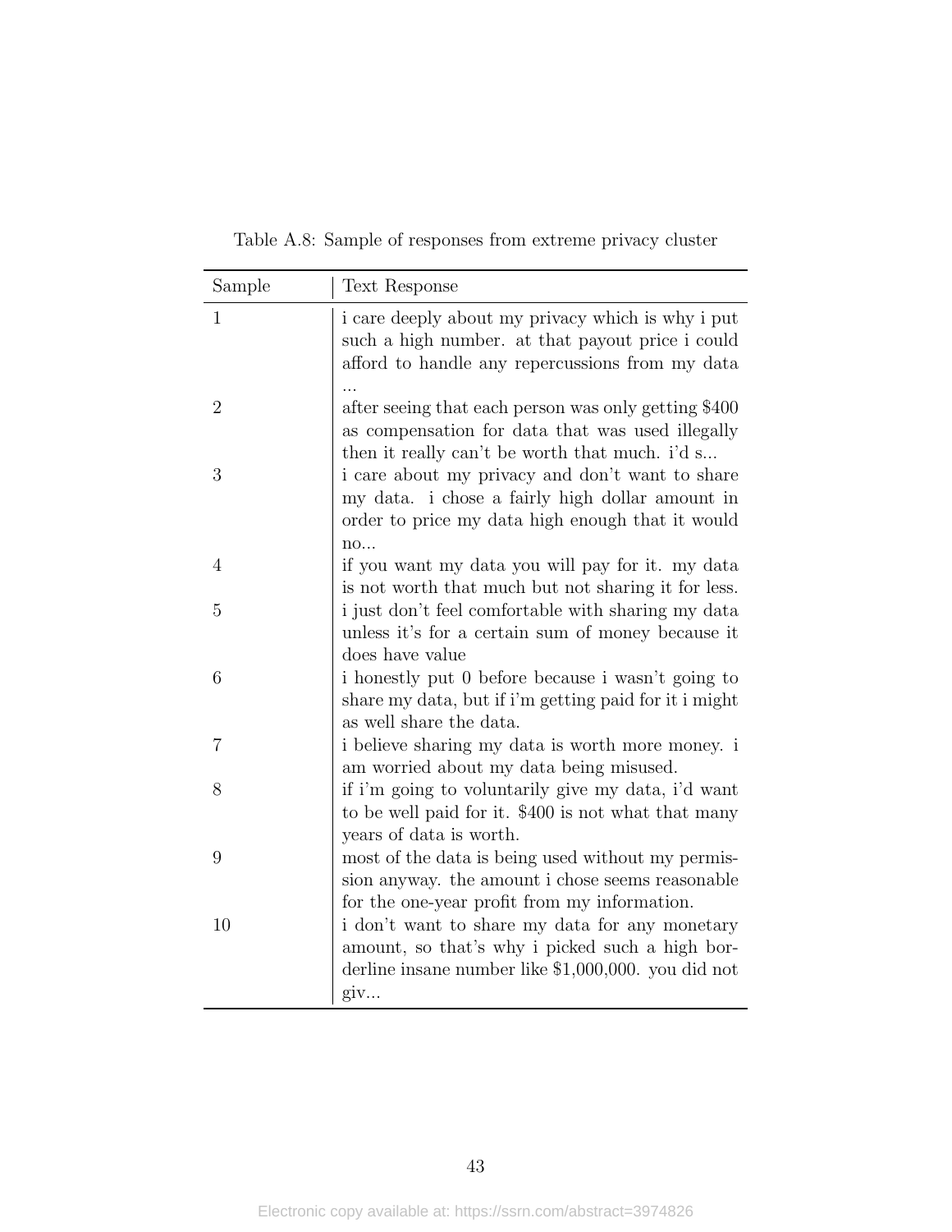Table A.8: Sample of responses from extreme privacy cluster

| Sample | Text Response |
|---|---|
| 1 | i care deeply about my privacy which is why i put such a high number. at that payout price i could afford to handle any repercussions from my data ... |
| 2 | after seeing that each person was only getting $400 as compensation for data that was used illegally then it really can't be worth that much. i'd s... |
| 3 | i care about my privacy and don't want to share my data. i chose a fairly high dollar amount in order to price my data high enough that it would no... |
| 4 | if you want my data you will pay for it. my data is not worth that much but not sharing it for less. |
| 5 | i just don't feel comfortable with sharing my data unless it's for a certain sum of money because it does have value |
| 6 | i honestly put 0 before because i wasn't going to share my data, but if i'm getting paid for it i might as well share the data. |
| 7 | i believe sharing my data is worth more money. i am worried about my data being misused. |
| 8 | if i'm going to voluntarily give my data, i'd want to be well paid for it. $400 is not what that many years of data is worth. |
| 9 | most of the data is being used without my permission anyway. the amount i chose seems reasonable for the one-year profit from my information. |
| 10 | i don't want to share my data for any monetary amount, so that's why i picked such a high borderline insane number like $1,000,000. you did not giv... |